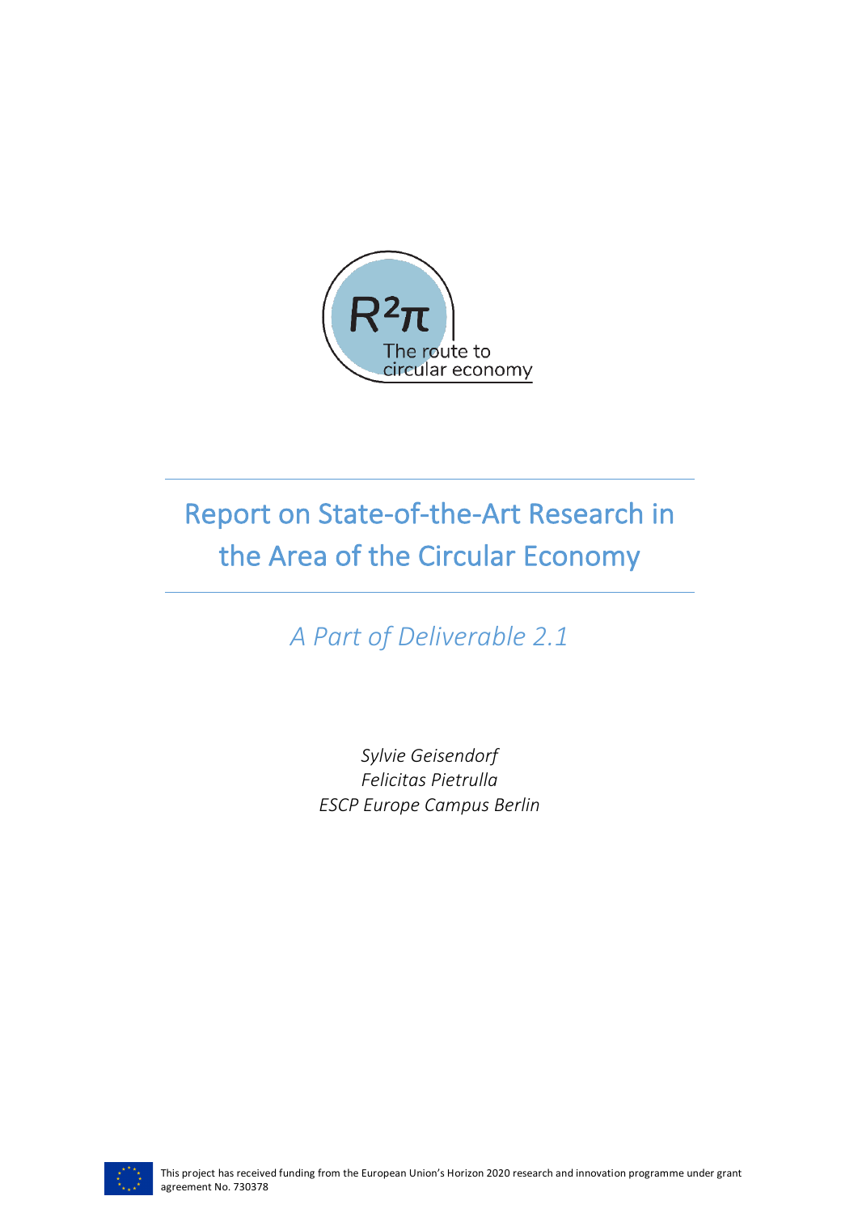$R^2\pi$
The route to circular economy

# Report on State-of-the-Art Research in the Area of the Circular Economy

*A Part of Deliverable 2.1*

*Sylvie Geisendorf*
*Felicitas Pietrulla*
*ESCP Europe Campus Berlin*

This project has received funding from the European Union's Horizon 2020 research and innovation programme under grant agreement No. 730378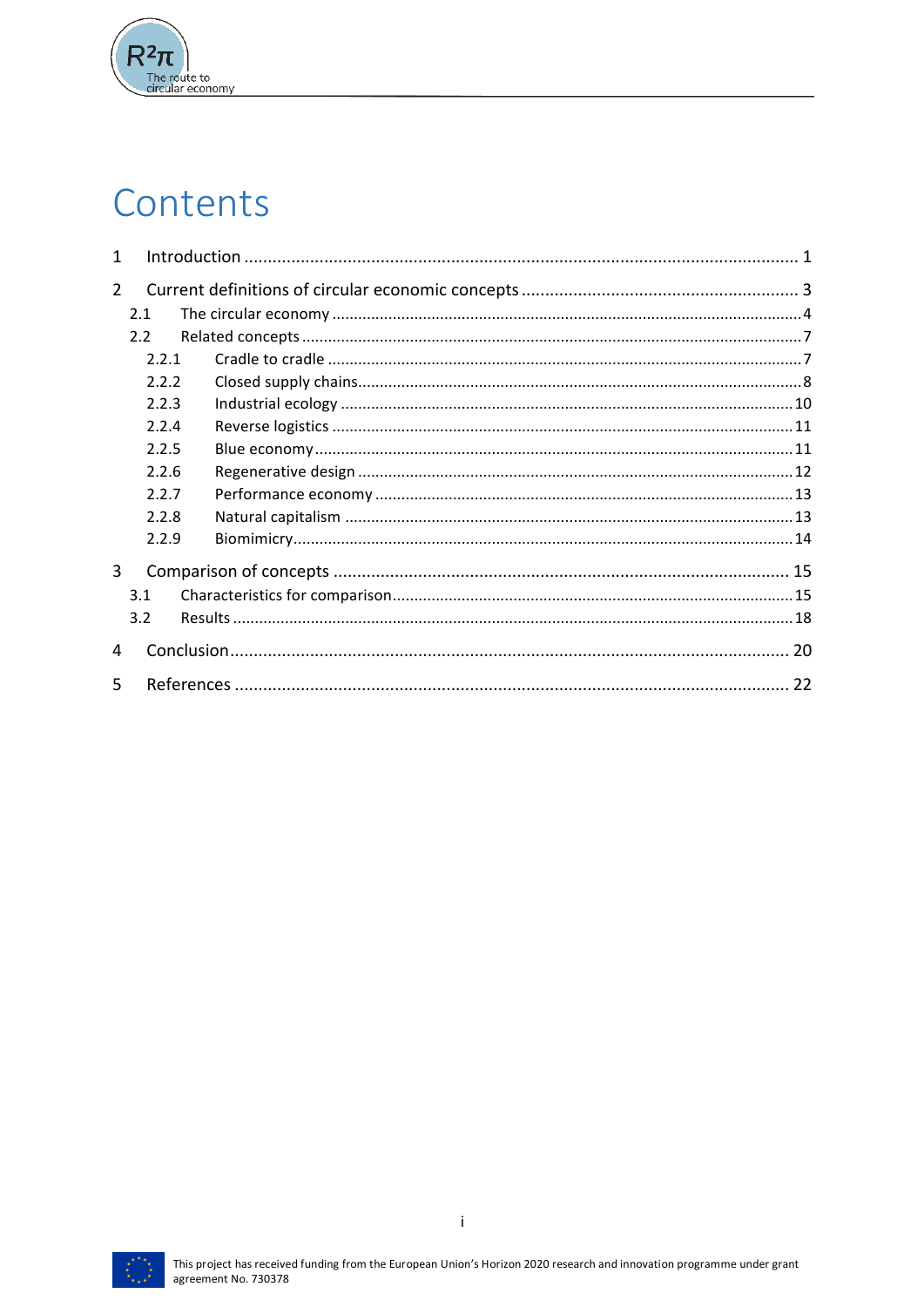# Contents

1 Introduction ..... 1

2 Current definitions of circular economic concepts ..... 3

- 2.1 The circular economy ..... 4
- 2.2 Related concepts ..... 7
  - 2.2.1 Cradle to cradle ..... 7
  - 2.2.2 Closed supply chains ..... 8
  - 2.2.3 Industrial ecology ..... 10
  - 2.2.4 Reverse logistics ..... 11
  - 2.2.5 Blue economy ..... 11
  - 2.2.6 Regenerative design ..... 12
  - 2.2.7 Performance economy ..... 13
  - 2.2.8 Natural capitalism ..... 13
  - 2.2.9 Biomimicry ..... 14

3 Comparison of concepts ..... 15

- 3.1 Characteristics for comparison ..... 15
- 3.2 Results ..... 18

4 Conclusion ..... 20

5 References ..... 22

This project has received funding from the European Union's Horizon 2020 research and innovation programme under grant agreement No. 730378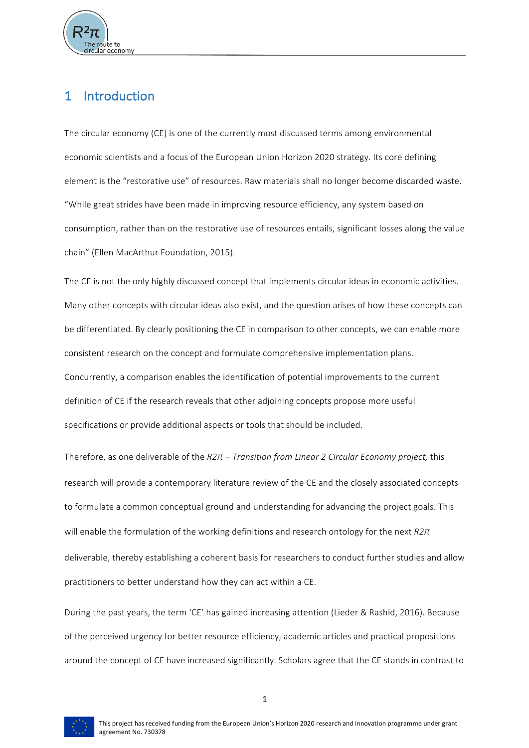# 1 Introduction

The circular economy (CE) is one of the currently most discussed terms among environmental economic scientists and a focus of the European Union Horizon 2020 strategy. Its core defining element is the "restorative use" of resources. Raw materials shall no longer become discarded waste. "While great strides have been made in improving resource efficiency, any system based on consumption, rather than on the restorative use of resources entails, significant losses along the value chain" (Ellen MacArthur Foundation, 2015).

The CE is not the only highly discussed concept that implements circular ideas in economic activities. Many other concepts with circular ideas also exist, and the question arises of how these concepts can be differentiated. By clearly positioning the CE in comparison to other concepts, we can enable more consistent research on the concept and formulate comprehensive implementation plans. Concurrently, a comparison enables the identification of potential improvements to the current definition of CE if the research reveals that other adjoining concepts propose more useful specifications or provide additional aspects or tools that should be included.

Therefore, as one deliverable of the *R2π – Transition from Linear 2 Circular Economy project,* this research will provide a contemporary literature review of the CE and the closely associated concepts to formulate a common conceptual ground and understanding for advancing the project goals. This will enable the formulation of the working definitions and research ontology for the next *R2π* deliverable, thereby establishing a coherent basis for researchers to conduct further studies and allow practitioners to better understand how they can act within a CE.

During the past years, the term 'CE' has gained increasing attention (Lieder & Rashid, 2016). Because of the perceived urgency for better resource efficiency, academic articles and practical propositions around the concept of CE have increased significantly. Scholars agree that the CE stands in contrast to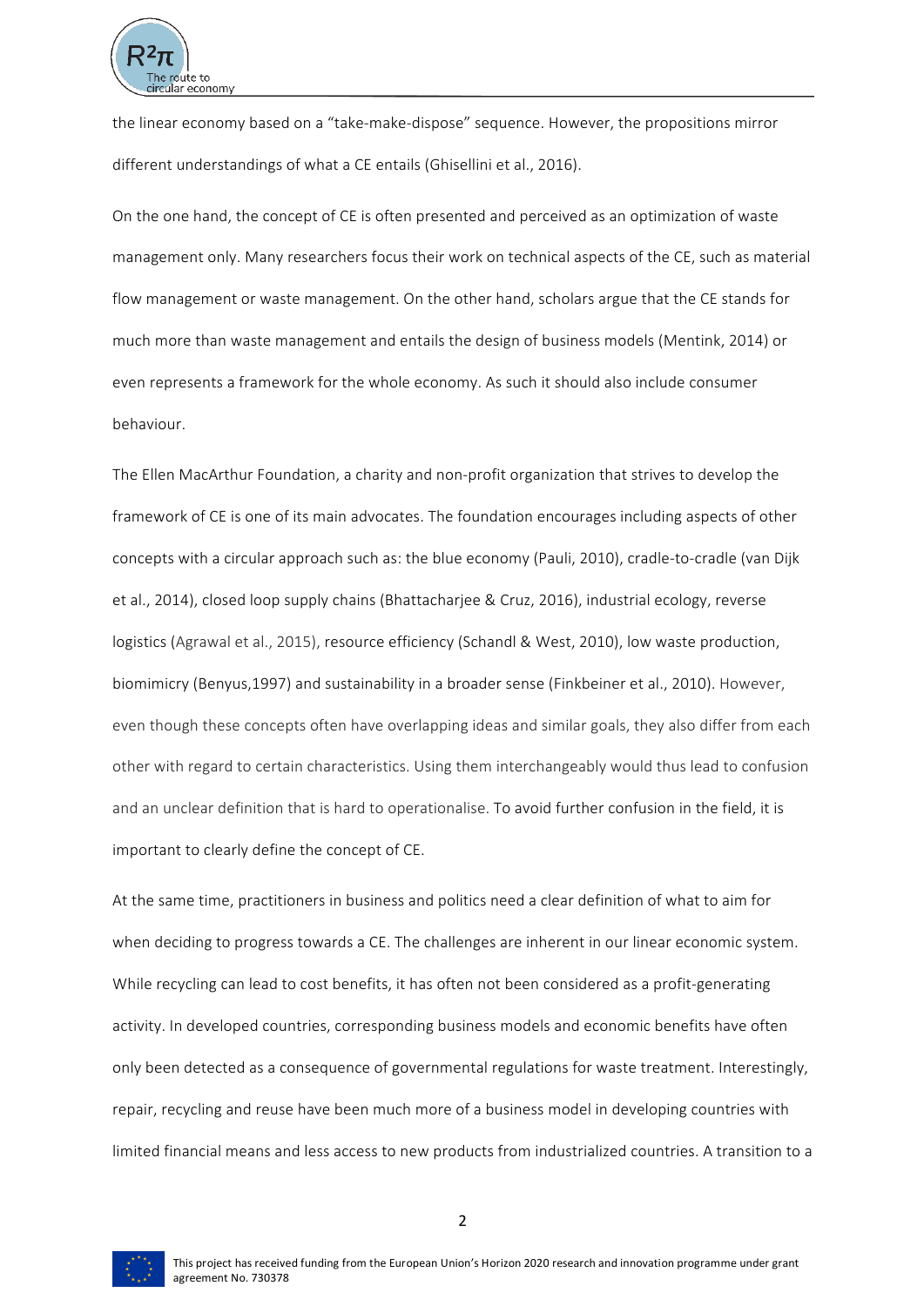the linear economy based on a "take-make-dispose" sequence. However, the propositions mirror different understandings of what a CE entails (Ghisellini et al., 2016).

On the one hand, the concept of CE is often presented and perceived as an optimization of waste management only. Many researchers focus their work on technical aspects of the CE, such as material flow management or waste management. On the other hand, scholars argue that the CE stands for much more than waste management and entails the design of business models (Mentink, 2014) or even represents a framework for the whole economy. As such it should also include consumer behaviour.

The Ellen MacArthur Foundation, a charity and non-profit organization that strives to develop the framework of CE is one of its main advocates. The foundation encourages including aspects of other concepts with a circular approach such as: the blue economy (Pauli, 2010), cradle-to-cradle (van Dijk et al., 2014), closed loop supply chains (Bhattacharjee & Cruz, 2016), industrial ecology, reverse logistics (Agrawal et al., 2015), resource efficiency (Schandl & West, 2010), low waste production, biomimicry (Benyus,1997) and sustainability in a broader sense (Finkbeiner et al., 2010). However, even though these concepts often have overlapping ideas and similar goals, they also differ from each other with regard to certain characteristics. Using them interchangeably would thus lead to confusion and an unclear definition that is hard to operationalise. To avoid further confusion in the field, it is important to clearly define the concept of CE.

At the same time, practitioners in business and politics need a clear definition of what to aim for when deciding to progress towards a CE. The challenges are inherent in our linear economic system. While recycling can lead to cost benefits, it has often not been considered as a profit-generating activity. In developed countries, corresponding business models and economic benefits have often only been detected as a consequence of governmental regulations for waste treatment. Interestingly, repair, recycling and reuse have been much more of a business model in developing countries with limited financial means and less access to new products from industrialized countries. A transition to a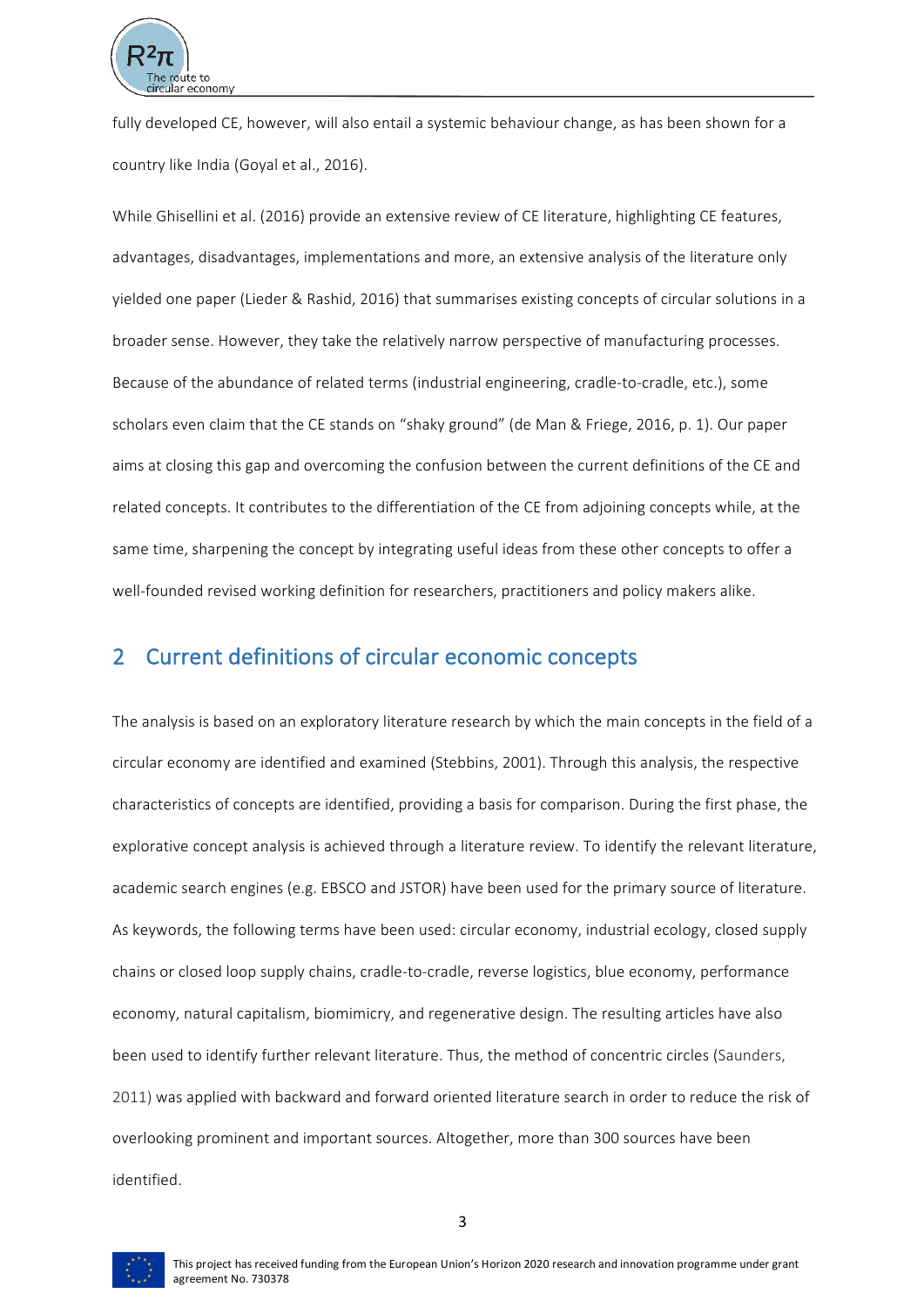fully developed CE, however, will also entail a systemic behaviour change, as has been shown for a country like India (Goyal et al., 2016).

While Ghisellini et al. (2016) provide an extensive review of CE literature, highlighting CE features, advantages, disadvantages, implementations and more, an extensive analysis of the literature only yielded one paper (Lieder & Rashid, 2016) that summarises existing concepts of circular solutions in a broader sense. However, they take the relatively narrow perspective of manufacturing processes. Because of the abundance of related terms (industrial engineering, cradle-to-cradle, etc.), some scholars even claim that the CE stands on "shaky ground" (de Man & Friege, 2016, p. 1). Our paper aims at closing this gap and overcoming the confusion between the current definitions of the CE and related concepts. It contributes to the differentiation of the CE from adjoining concepts while, at the same time, sharpening the concept by integrating useful ideas from these other concepts to offer a well-founded revised working definition for researchers, practitioners and policy makers alike.

## 2 Current definitions of circular economic concepts

The analysis is based on an exploratory literature research by which the main concepts in the field of a circular economy are identified and examined (Stebbins, 2001). Through this analysis, the respective characteristics of concepts are identified, providing a basis for comparison. During the first phase, the explorative concept analysis is achieved through a literature review. To identify the relevant literature, academic search engines (e.g. EBSCO and JSTOR) have been used for the primary source of literature. As keywords, the following terms have been used: circular economy, industrial ecology, closed supply chains or closed loop supply chains, cradle-to-cradle, reverse logistics, blue economy, performance economy, natural capitalism, biomimicry, and regenerative design. The resulting articles have also been used to identify further relevant literature. Thus, the method of concentric circles (Saunders, 2011) was applied with backward and forward oriented literature search in order to reduce the risk of overlooking prominent and important sources. Altogether, more than 300 sources have been identified.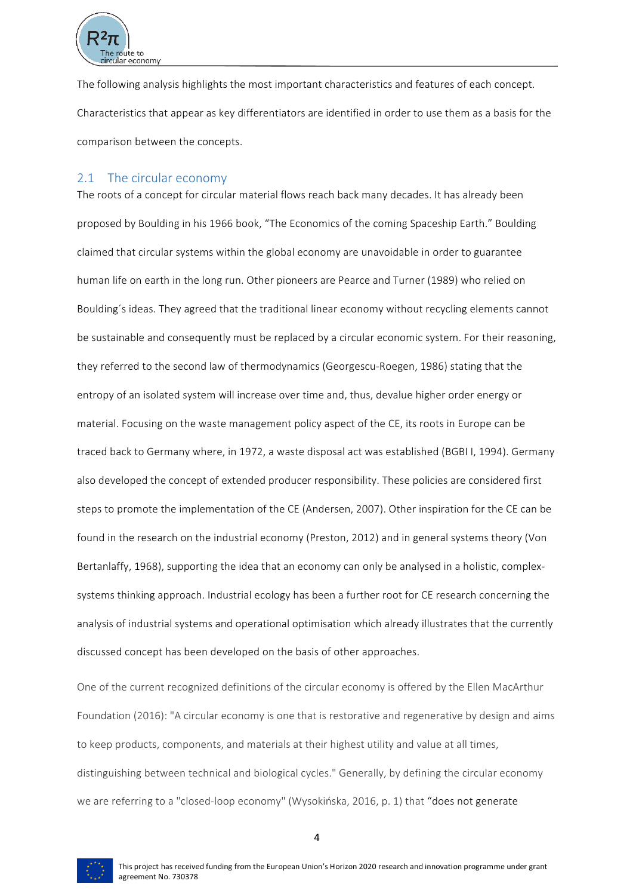The following analysis highlights the most important characteristics and features of each concept. Characteristics that appear as key differentiators are identified in order to use them as a basis for the comparison between the concepts.

## 2.1 The circular economy

The roots of a concept for circular material flows reach back many decades. It has already been proposed by Boulding in his 1966 book, "The Economics of the coming Spaceship Earth." Boulding claimed that circular systems within the global economy are unavoidable in order to guarantee human life on earth in the long run. Other pioneers are Pearce and Turner (1989) who relied on Boulding´s ideas. They agreed that the traditional linear economy without recycling elements cannot be sustainable and consequently must be replaced by a circular economic system. For their reasoning, they referred to the second law of thermodynamics (Georgescu-Roegen, 1986) stating that the entropy of an isolated system will increase over time and, thus, devalue higher order energy or material. Focusing on the waste management policy aspect of the CE, its roots in Europe can be traced back to Germany where, in 1972, a waste disposal act was established (BGBI I, 1994). Germany also developed the concept of extended producer responsibility. These policies are considered first steps to promote the implementation of the CE (Andersen, 2007). Other inspiration for the CE can be found in the research on the industrial economy (Preston, 2012) and in general systems theory (Von Bertanlaffy, 1968), supporting the idea that an economy can only be analysed in a holistic, complex-systems thinking approach. Industrial ecology has been a further root for CE research concerning the analysis of industrial systems and operational optimisation which already illustrates that the currently discussed concept has been developed on the basis of other approaches.

One of the current recognized definitions of the circular economy is offered by the Ellen MacArthur Foundation (2016): "A circular economy is one that is restorative and regenerative by design and aims to keep products, components, and materials at their highest utility and value at all times, distinguishing between technical and biological cycles." Generally, by defining the circular economy we are referring to a "closed-loop economy" (Wysokińska, 2016, p. 1) that "does not generate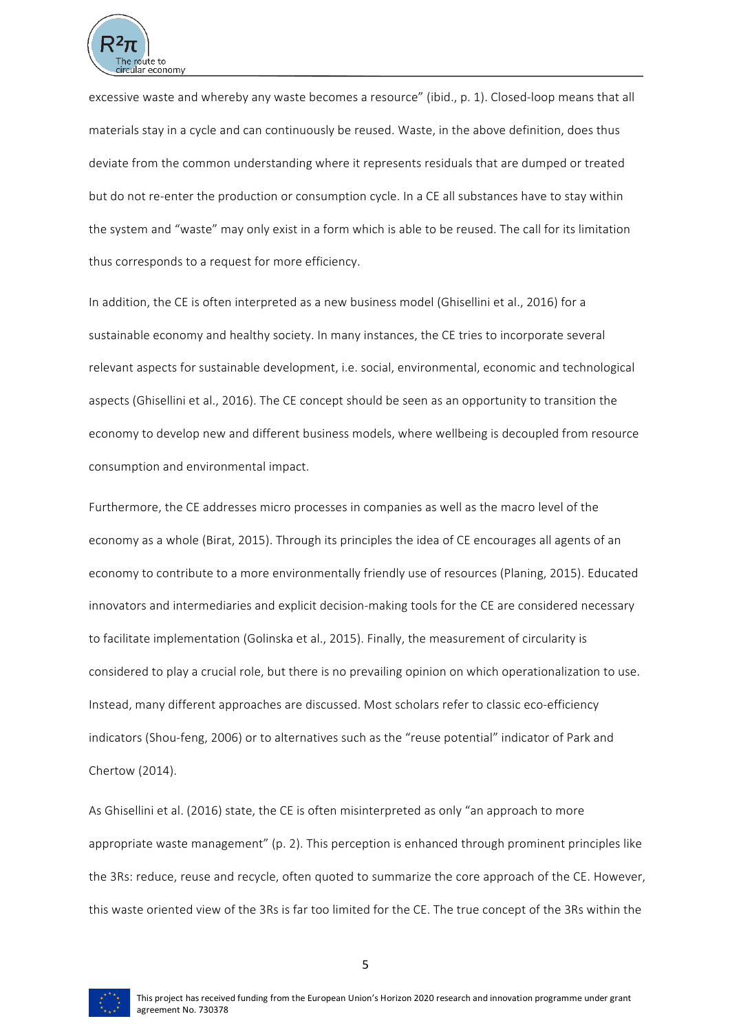excessive waste and whereby any waste becomes a resource" (ibid., p. 1). Closed-loop means that all materials stay in a cycle and can continuously be reused. Waste, in the above definition, does thus deviate from the common understanding where it represents residuals that are dumped or treated but do not re-enter the production or consumption cycle. In a CE all substances have to stay within the system and "waste" may only exist in a form which is able to be reused. The call for its limitation thus corresponds to a request for more efficiency.

In addition, the CE is often interpreted as a new business model (Ghisellini et al., 2016) for a sustainable economy and healthy society. In many instances, the CE tries to incorporate several relevant aspects for sustainable development, i.e. social, environmental, economic and technological aspects (Ghisellini et al., 2016). The CE concept should be seen as an opportunity to transition the economy to develop new and different business models, where wellbeing is decoupled from resource consumption and environmental impact.

Furthermore, the CE addresses micro processes in companies as well as the macro level of the economy as a whole (Birat, 2015). Through its principles the idea of CE encourages all agents of an economy to contribute to a more environmentally friendly use of resources (Planing, 2015). Educated innovators and intermediaries and explicit decision-making tools for the CE are considered necessary to facilitate implementation (Golinska et al., 2015). Finally, the measurement of circularity is considered to play a crucial role, but there is no prevailing opinion on which operationalization to use. Instead, many different approaches are discussed. Most scholars refer to classic eco-efficiency indicators (Shou-feng, 2006) or to alternatives such as the "reuse potential" indicator of Park and Chertow (2014).

As Ghisellini et al. (2016) state, the CE is often misinterpreted as only "an approach to more appropriate waste management" (p. 2). This perception is enhanced through prominent principles like the 3Rs: reduce, reuse and recycle, often quoted to summarize the core approach of the CE. However, this waste oriented view of the 3Rs is far too limited for the CE. The true concept of the 3Rs within the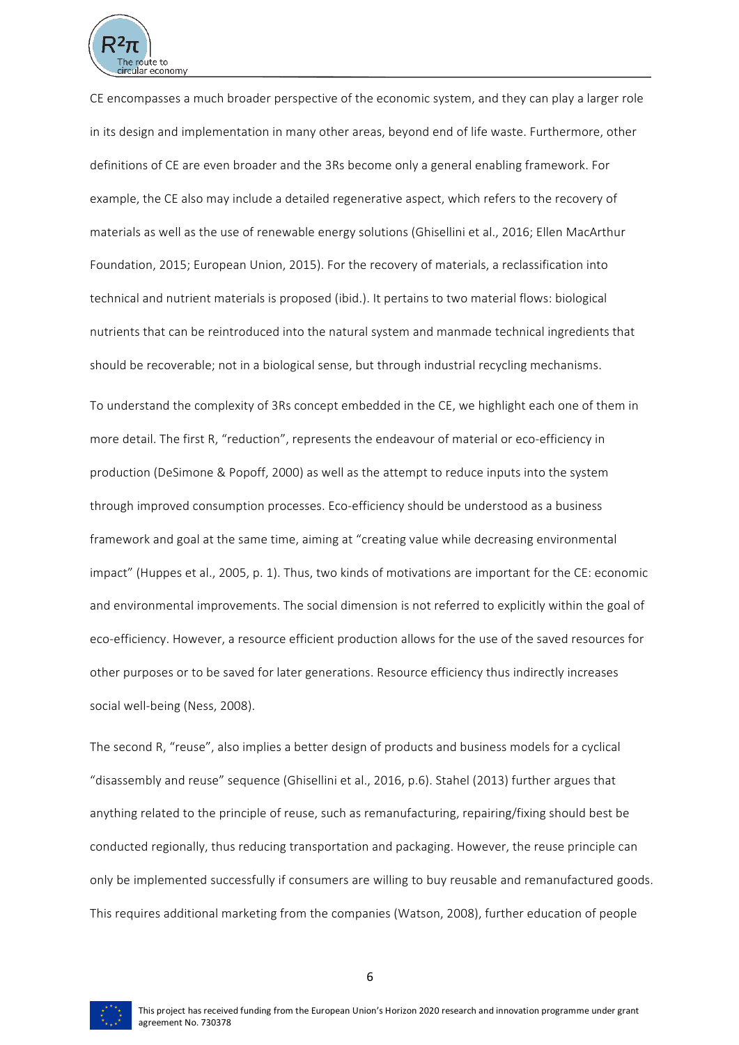CE encompasses a much broader perspective of the economic system, and they can play a larger role in its design and implementation in many other areas, beyond end of life waste. Furthermore, other definitions of CE are even broader and the 3Rs become only a general enabling framework. For example, the CE also may include a detailed regenerative aspect, which refers to the recovery of materials as well as the use of renewable energy solutions (Ghisellini et al., 2016; Ellen MacArthur Foundation, 2015; European Union, 2015). For the recovery of materials, a reclassification into technical and nutrient materials is proposed (ibid.). It pertains to two material flows: biological nutrients that can be reintroduced into the natural system and manmade technical ingredients that should be recoverable; not in a biological sense, but through industrial recycling mechanisms.

To understand the complexity of 3Rs concept embedded in the CE, we highlight each one of them in more detail. The first R, "reduction", represents the endeavour of material or eco-efficiency in production (DeSimone & Popoff, 2000) as well as the attempt to reduce inputs into the system through improved consumption processes. Eco-efficiency should be understood as a business framework and goal at the same time, aiming at "creating value while decreasing environmental impact" (Huppes et al., 2005, p. 1). Thus, two kinds of motivations are important for the CE: economic and environmental improvements. The social dimension is not referred to explicitly within the goal of eco-efficiency. However, a resource efficient production allows for the use of the saved resources for other purposes or to be saved for later generations. Resource efficiency thus indirectly increases social well-being (Ness, 2008).

The second R, "reuse", also implies a better design of products and business models for a cyclical "disassembly and reuse" sequence (Ghisellini et al., 2016, p.6). Stahel (2013) further argues that anything related to the principle of reuse, such as remanufacturing, repairing/fixing should best be conducted regionally, thus reducing transportation and packaging. However, the reuse principle can only be implemented successfully if consumers are willing to buy reusable and remanufactured goods. This requires additional marketing from the companies (Watson, 2008), further education of people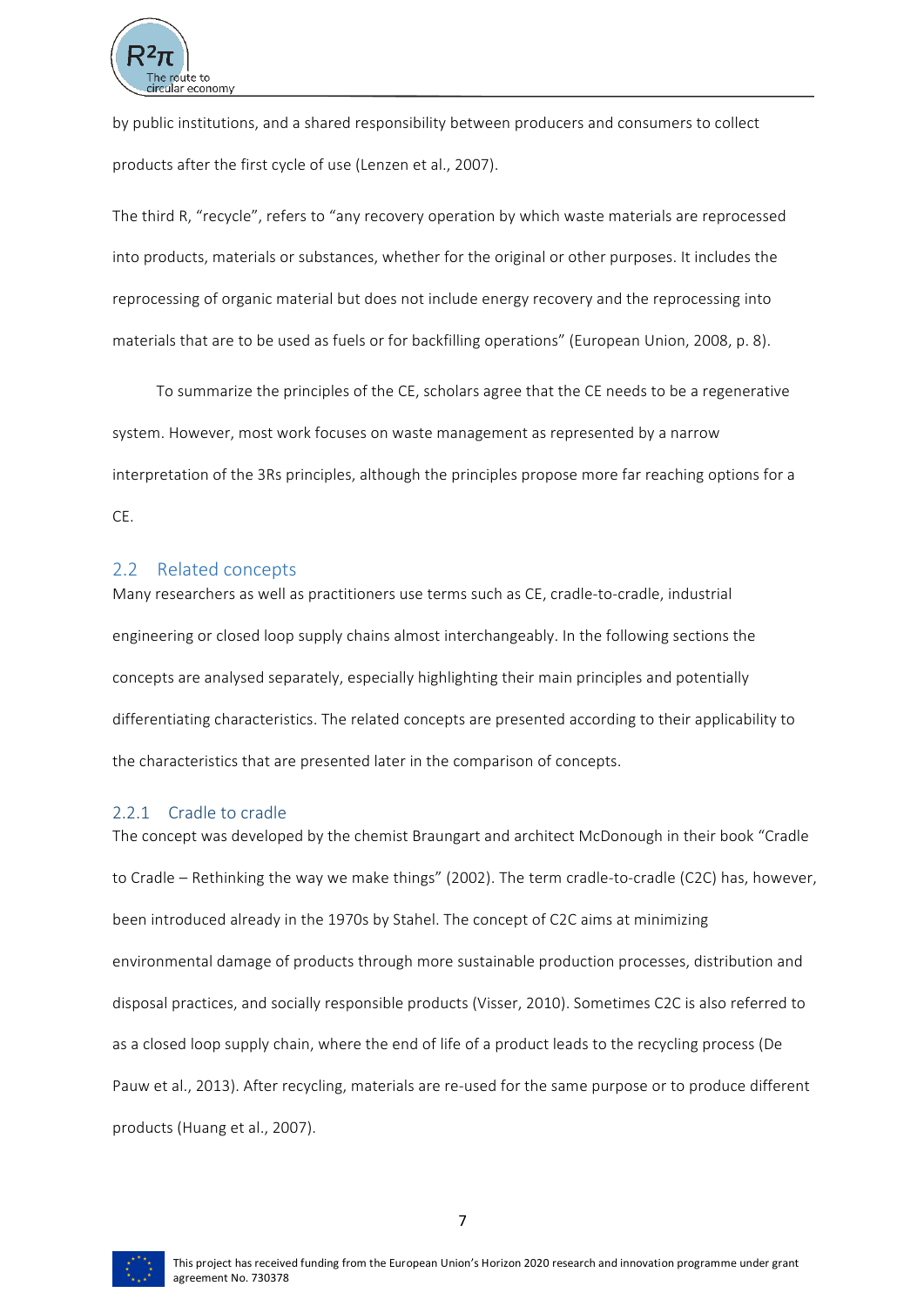by public institutions, and a shared responsibility between producers and consumers to collect products after the first cycle of use (Lenzen et al., 2007).

The third R, "recycle", refers to "any recovery operation by which waste materials are reprocessed into products, materials or substances, whether for the original or other purposes. It includes the reprocessing of organic material but does not include energy recovery and the reprocessing into materials that are to be used as fuels or for backfilling operations" (European Union, 2008, p. 8).

To summarize the principles of the CE, scholars agree that the CE needs to be a regenerative system. However, most work focuses on waste management as represented by a narrow interpretation of the 3Rs principles, although the principles propose more far reaching options for a CE.

## 2.2 Related concepts

Many researchers as well as practitioners use terms such as CE, cradle-to-cradle, industrial engineering or closed loop supply chains almost interchangeably. In the following sections the concepts are analysed separately, especially highlighting their main principles and potentially differentiating characteristics. The related concepts are presented according to their applicability to the characteristics that are presented later in the comparison of concepts.

### 2.2.1 Cradle to cradle

The concept was developed by the chemist Braungart and architect McDonough in their book "Cradle to Cradle – Rethinking the way we make things" (2002). The term cradle-to-cradle (C2C) has, however, been introduced already in the 1970s by Stahel. The concept of C2C aims at minimizing environmental damage of products through more sustainable production processes, distribution and disposal practices, and socially responsible products (Visser, 2010). Sometimes C2C is also referred to as a closed loop supply chain, where the end of life of a product leads to the recycling process (De Pauw et al., 2013). After recycling, materials are re-used for the same purpose or to produce different products (Huang et al., 2007).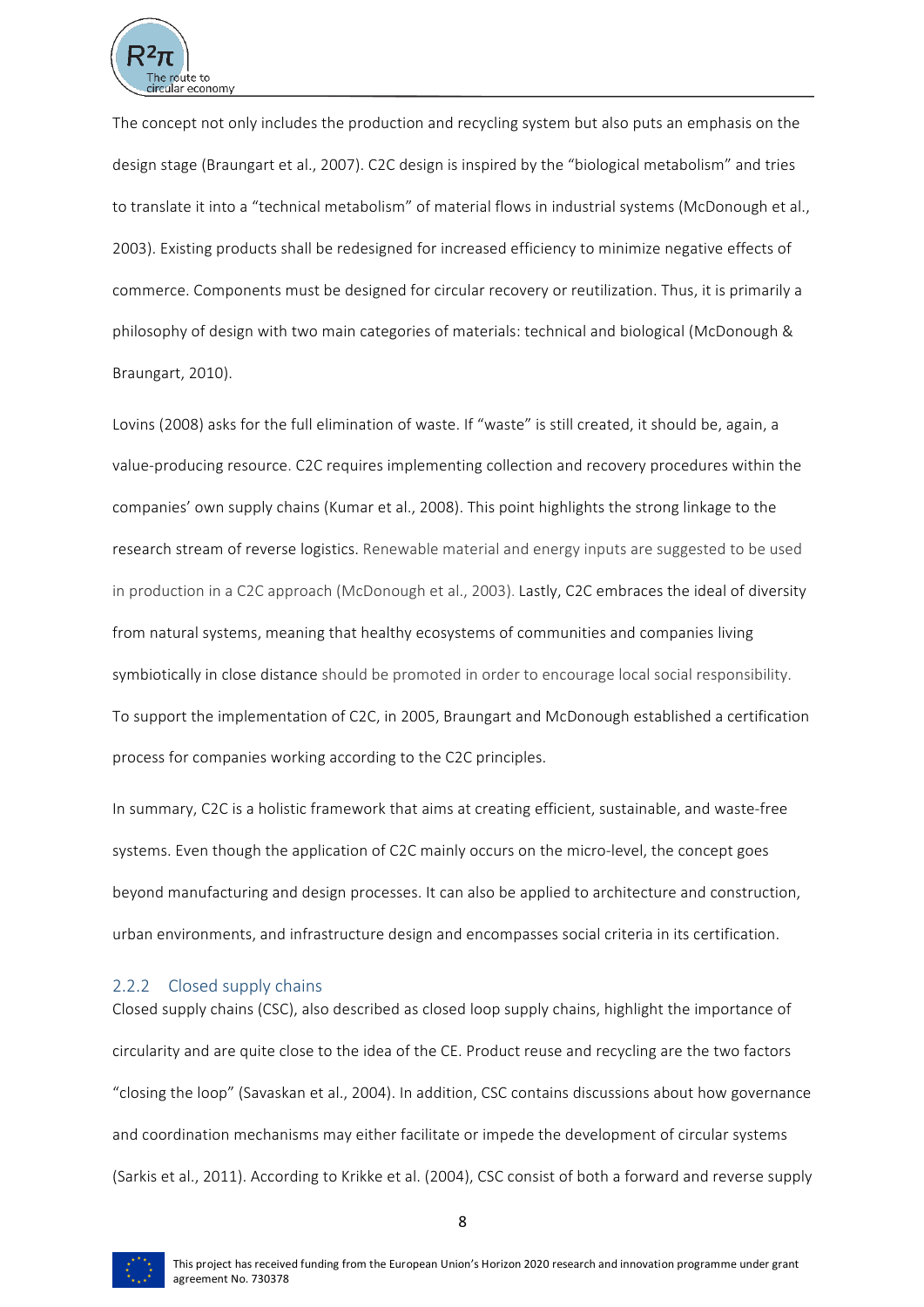The concept not only includes the production and recycling system but also puts an emphasis on the design stage (Braungart et al., 2007). C2C design is inspired by the "biological metabolism" and tries to translate it into a "technical metabolism" of material flows in industrial systems (McDonough et al., 2003). Existing products shall be redesigned for increased efficiency to minimize negative effects of commerce. Components must be designed for circular recovery or reutilization. Thus, it is primarily a philosophy of design with two main categories of materials: technical and biological (McDonough & Braungart, 2010).

Lovins (2008) asks for the full elimination of waste. If "waste" is still created, it should be, again, a value-producing resource. C2C requires implementing collection and recovery procedures within the companies' own supply chains (Kumar et al., 2008). This point highlights the strong linkage to the research stream of reverse logistics. Renewable material and energy inputs are suggested to be used in production in a C2C approach (McDonough et al., 2003). Lastly, C2C embraces the ideal of diversity from natural systems, meaning that healthy ecosystems of communities and companies living symbiotically in close distance should be promoted in order to encourage local social responsibility. To support the implementation of C2C, in 2005, Braungart and McDonough established a certification process for companies working according to the C2C principles.

In summary, C2C is a holistic framework that aims at creating efficient, sustainable, and waste-free systems. Even though the application of C2C mainly occurs on the micro-level, the concept goes beyond manufacturing and design processes. It can also be applied to architecture and construction, urban environments, and infrastructure design and encompasses social criteria in its certification.

### 2.2.2 Closed supply chains

Closed supply chains (CSC), also described as closed loop supply chains, highlight the importance of circularity and are quite close to the idea of the CE. Product reuse and recycling are the two factors "closing the loop" (Savaskan et al., 2004). In addition, CSC contains discussions about how governance and coordination mechanisms may either facilitate or impede the development of circular systems (Sarkis et al., 2011). According to Krikke et al. (2004), CSC consist of both a forward and reverse supply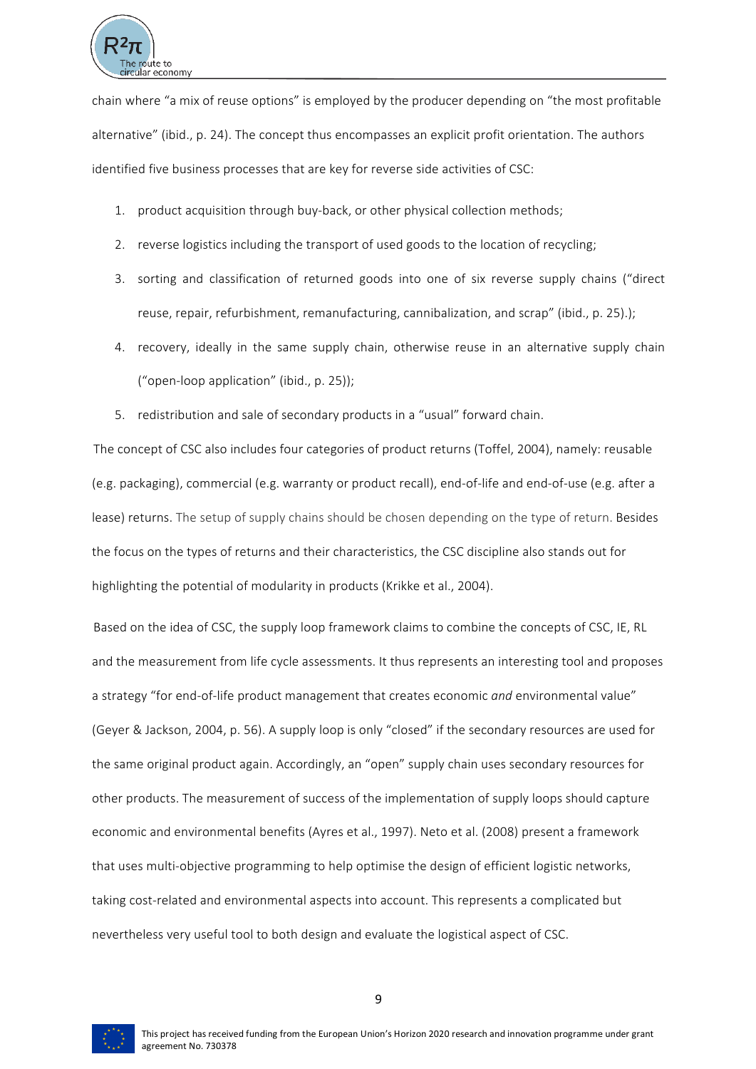chain where "a mix of reuse options" is employed by the producer depending on "the most profitable alternative" (ibid., p. 24). The concept thus encompasses an explicit profit orientation. The authors identified five business processes that are key for reverse side activities of CSC:

1. product acquisition through buy-back, or other physical collection methods;
2. reverse logistics including the transport of used goods to the location of recycling;
3. sorting and classification of returned goods into one of six reverse supply chains ("direct reuse, repair, refurbishment, remanufacturing, cannibalization, and scrap" (ibid., p. 25).);
4. recovery, ideally in the same supply chain, otherwise reuse in an alternative supply chain ("open-loop application" (ibid., p. 25));
5. redistribution and sale of secondary products in a "usual" forward chain.

The concept of CSC also includes four categories of product returns (Toffel, 2004), namely: reusable (e.g. packaging), commercial (e.g. warranty or product recall), end-of-life and end-of-use (e.g. after a lease) returns. The setup of supply chains should be chosen depending on the type of return. Besides the focus on the types of returns and their characteristics, the CSC discipline also stands out for highlighting the potential of modularity in products (Krikke et al., 2004).

Based on the idea of CSC, the supply loop framework claims to combine the concepts of CSC, IE, RL and the measurement from life cycle assessments. It thus represents an interesting tool and proposes a strategy "for end-of-life product management that creates economic *and* environmental value" (Geyer & Jackson, 2004, p. 56). A supply loop is only "closed" if the secondary resources are used for the same original product again. Accordingly, an "open" supply chain uses secondary resources for other products. The measurement of success of the implementation of supply loops should capture economic and environmental benefits (Ayres et al., 1997). Neto et al. (2008) present a framework that uses multi-objective programming to help optimise the design of efficient logistic networks, taking cost-related and environmental aspects into account. This represents a complicated but nevertheless very useful tool to both design and evaluate the logistical aspect of CSC.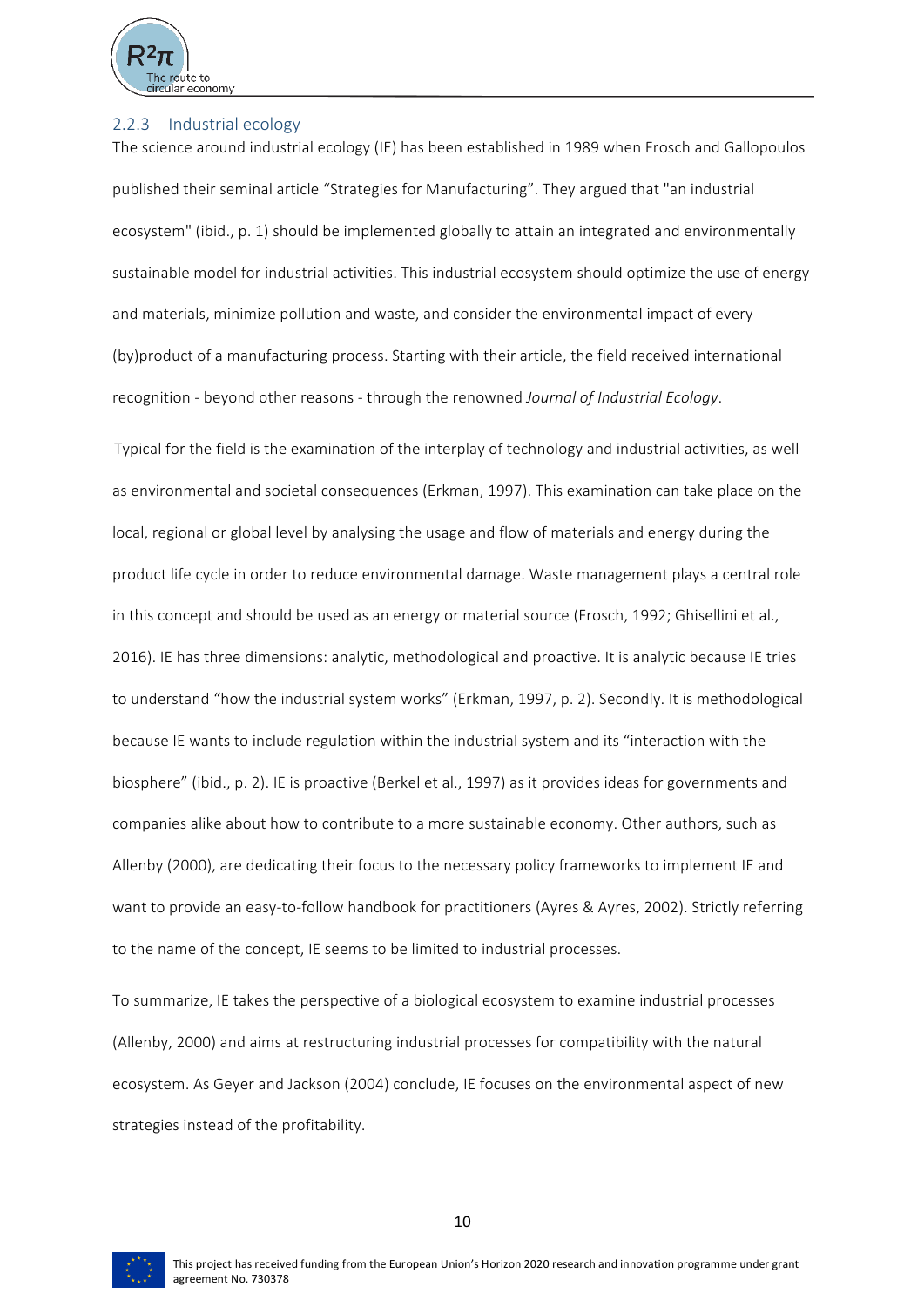### 2.2.3 Industrial ecology

The science around industrial ecology (IE) has been established in 1989 when Frosch and Gallopoulos published their seminal article "Strategies for Manufacturing". They argued that "an industrial ecosystem" (ibid., p. 1) should be implemented globally to attain an integrated and environmentally sustainable model for industrial activities. This industrial ecosystem should optimize the use of energy and materials, minimize pollution and waste, and consider the environmental impact of every (by)product of a manufacturing process. Starting with their article, the field received international recognition - beyond other reasons - through the renowned *Journal of Industrial Ecology*.

Typical for the field is the examination of the interplay of technology and industrial activities, as well as environmental and societal consequences (Erkman, 1997). This examination can take place on the local, regional or global level by analysing the usage and flow of materials and energy during the product life cycle in order to reduce environmental damage. Waste management plays a central role in this concept and should be used as an energy or material source (Frosch, 1992; Ghisellini et al., 2016). IE has three dimensions: analytic, methodological and proactive. It is analytic because IE tries to understand "how the industrial system works" (Erkman, 1997, p. 2). Secondly. It is methodological because IE wants to include regulation within the industrial system and its "interaction with the biosphere" (ibid., p. 2). IE is proactive (Berkel et al., 1997) as it provides ideas for governments and companies alike about how to contribute to a more sustainable economy. Other authors, such as Allenby (2000), are dedicating their focus to the necessary policy frameworks to implement IE and want to provide an easy-to-follow handbook for practitioners (Ayres & Ayres, 2002). Strictly referring to the name of the concept, IE seems to be limited to industrial processes.

To summarize, IE takes the perspective of a biological ecosystem to examine industrial processes (Allenby, 2000) and aims at restructuring industrial processes for compatibility with the natural ecosystem. As Geyer and Jackson (2004) conclude, IE focuses on the environmental aspect of new strategies instead of the profitability.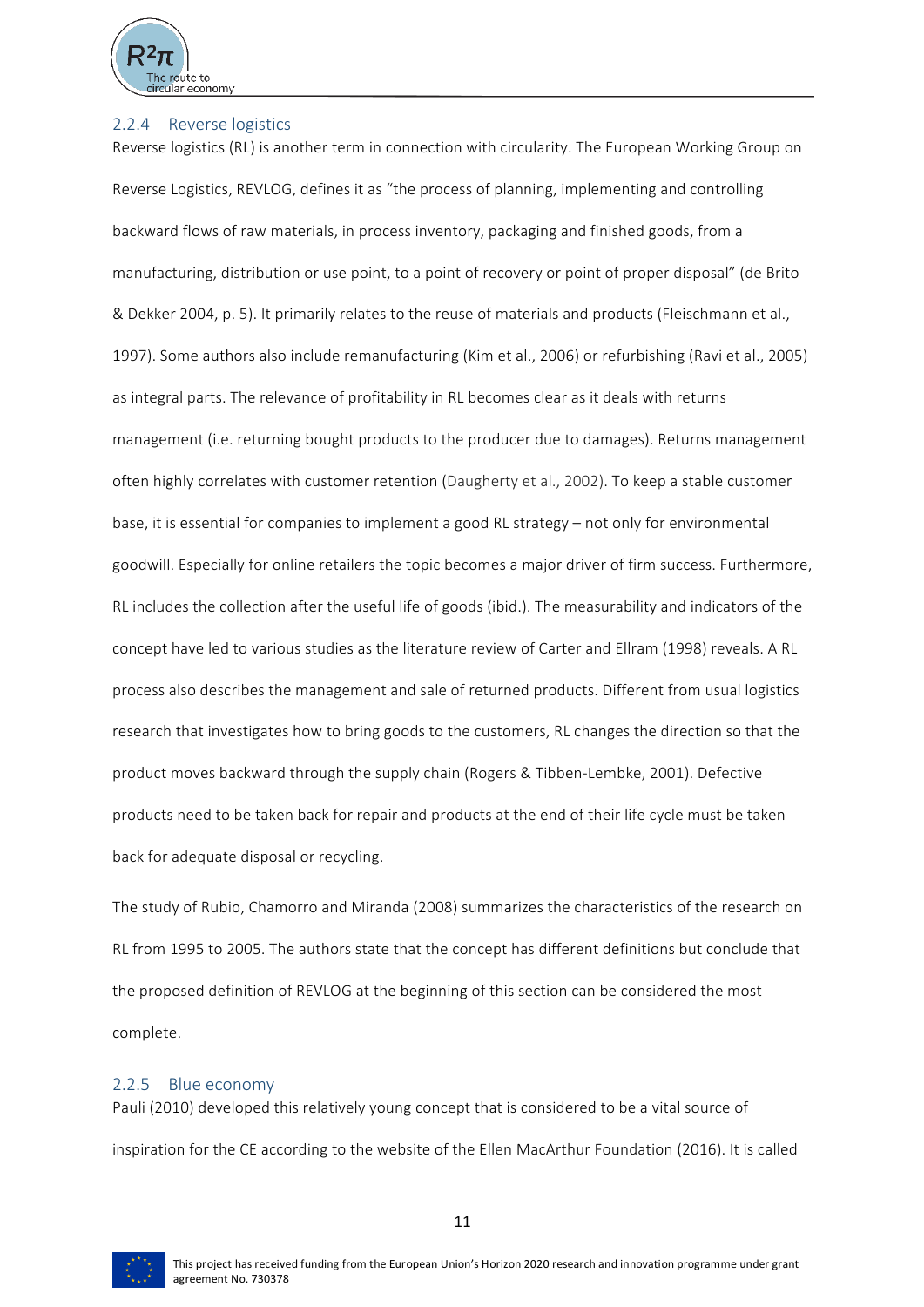### 2.2.4 Reverse logistics

Reverse logistics (RL) is another term in connection with circularity. The European Working Group on Reverse Logistics, REVLOG, defines it as "the process of planning, implementing and controlling backward flows of raw materials, in process inventory, packaging and finished goods, from a manufacturing, distribution or use point, to a point of recovery or point of proper disposal" (de Brito & Dekker 2004, p. 5). It primarily relates to the reuse of materials and products (Fleischmann et al., 1997). Some authors also include remanufacturing (Kim et al., 2006) or refurbishing (Ravi et al., 2005) as integral parts. The relevance of profitability in RL becomes clear as it deals with returns management (i.e. returning bought products to the producer due to damages). Returns management often highly correlates with customer retention (Daugherty et al., 2002). To keep a stable customer base, it is essential for companies to implement a good RL strategy – not only for environmental goodwill. Especially for online retailers the topic becomes a major driver of firm success. Furthermore, RL includes the collection after the useful life of goods (ibid.). The measurability and indicators of the concept have led to various studies as the literature review of Carter and Ellram (1998) reveals. A RL process also describes the management and sale of returned products. Different from usual logistics research that investigates how to bring goods to the customers, RL changes the direction so that the product moves backward through the supply chain (Rogers & Tibben-Lembke, 2001). Defective products need to be taken back for repair and products at the end of their life cycle must be taken back for adequate disposal or recycling.

The study of Rubio, Chamorro and Miranda (2008) summarizes the characteristics of the research on RL from 1995 to 2005. The authors state that the concept has different definitions but conclude that the proposed definition of REVLOG at the beginning of this section can be considered the most complete.

### 2.2.5 Blue economy

Pauli (2010) developed this relatively young concept that is considered to be a vital source of inspiration for the CE according to the website of the Ellen MacArthur Foundation (2016). It is called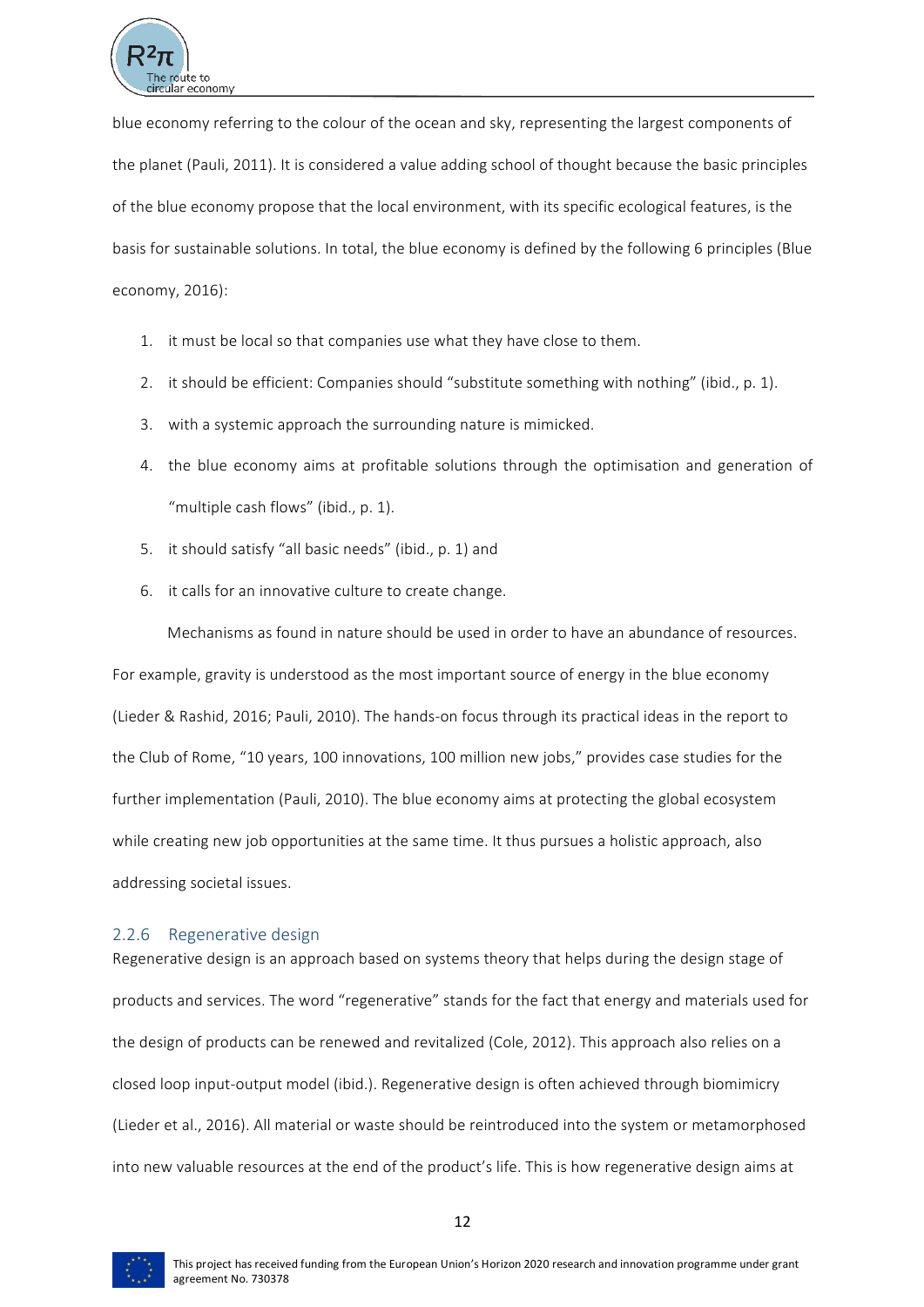blue economy referring to the colour of the ocean and sky, representing the largest components of the planet (Pauli, 2011). It is considered a value adding school of thought because the basic principles of the blue economy propose that the local environment, with its specific ecological features, is the basis for sustainable solutions. In total, the blue economy is defined by the following 6 principles (Blue economy, 2016):

1. it must be local so that companies use what they have close to them.
2. it should be efficient: Companies should "substitute something with nothing" (ibid., p. 1).
3. with a systemic approach the surrounding nature is mimicked.
4. the blue economy aims at profitable solutions through the optimisation and generation of "multiple cash flows" (ibid., p. 1).
5. it should satisfy "all basic needs" (ibid., p. 1) and
6. it calls for an innovative culture to create change.

Mechanisms as found in nature should be used in order to have an abundance of resources. For example, gravity is understood as the most important source of energy in the blue economy (Lieder & Rashid, 2016; Pauli, 2010). The hands-on focus through its practical ideas in the report to the Club of Rome, "10 years, 100 innovations, 100 million new jobs," provides case studies for the further implementation (Pauli, 2010). The blue economy aims at protecting the global ecosystem while creating new job opportunities at the same time. It thus pursues a holistic approach, also addressing societal issues.

### 2.2.6 Regenerative design

Regenerative design is an approach based on systems theory that helps during the design stage of products and services. The word "regenerative" stands for the fact that energy and materials used for the design of products can be renewed and revitalized (Cole, 2012). This approach also relies on a closed loop input-output model (ibid.). Regenerative design is often achieved through biomimicry (Lieder et al., 2016). All material or waste should be reintroduced into the system or metamorphosed into new valuable resources at the end of the product's life. This is how regenerative design aims at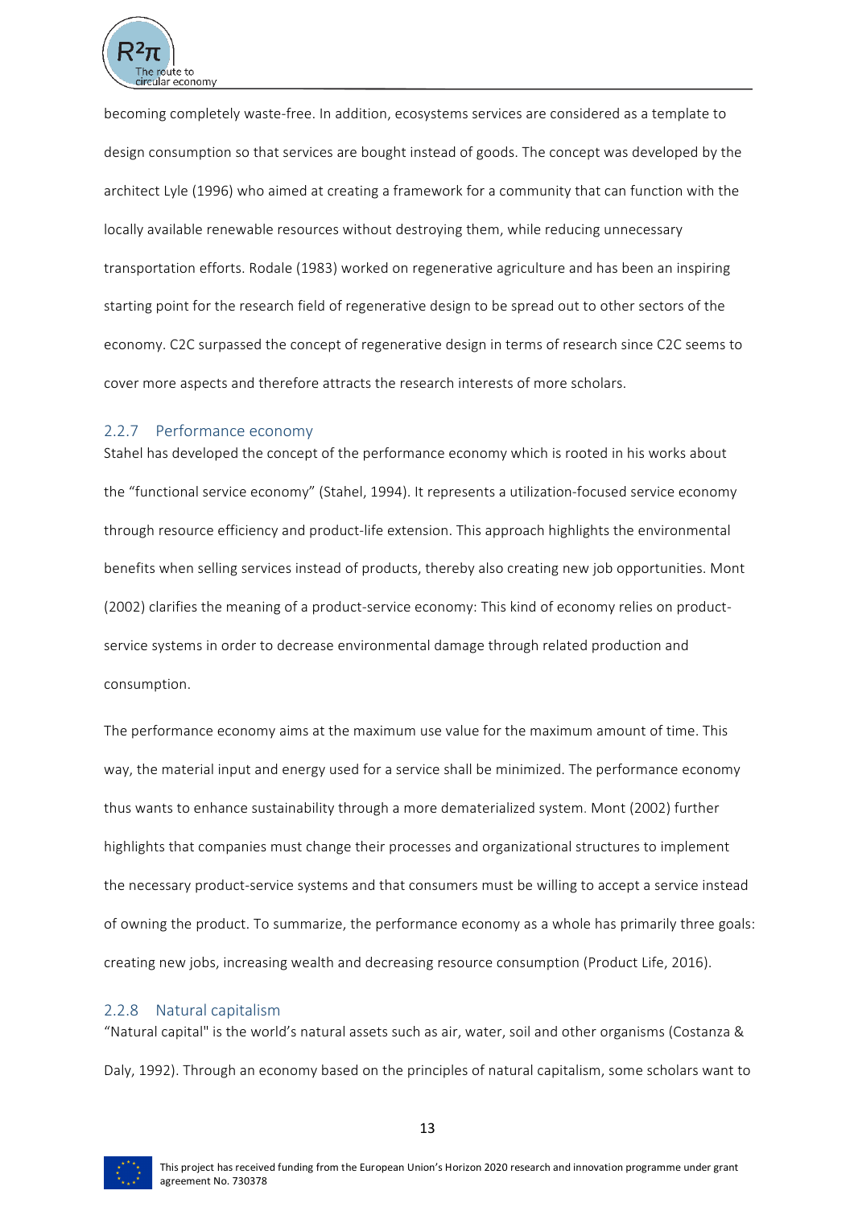becoming completely waste-free. In addition, ecosystems services are considered as a template to design consumption so that services are bought instead of goods. The concept was developed by the architect Lyle (1996) who aimed at creating a framework for a community that can function with the locally available renewable resources without destroying them, while reducing unnecessary transportation efforts. Rodale (1983) worked on regenerative agriculture and has been an inspiring starting point for the research field of regenerative design to be spread out to other sectors of the economy. C2C surpassed the concept of regenerative design in terms of research since C2C seems to cover more aspects and therefore attracts the research interests of more scholars.

### 2.2.7 Performance economy

Stahel has developed the concept of the performance economy which is rooted in his works about the "functional service economy" (Stahel, 1994). It represents a utilization-focused service economy through resource efficiency and product-life extension. This approach highlights the environmental benefits when selling services instead of products, thereby also creating new job opportunities. Mont (2002) clarifies the meaning of a product-service economy: This kind of economy relies on product-service systems in order to decrease environmental damage through related production and consumption.

The performance economy aims at the maximum use value for the maximum amount of time. This way, the material input and energy used for a service shall be minimized. The performance economy thus wants to enhance sustainability through a more dematerialized system. Mont (2002) further highlights that companies must change their processes and organizational structures to implement the necessary product-service systems and that consumers must be willing to accept a service instead of owning the product. To summarize, the performance economy as a whole has primarily three goals: creating new jobs, increasing wealth and decreasing resource consumption (Product Life, 2016).

### 2.2.8 Natural capitalism

"Natural capital" is the world's natural assets such as air, water, soil and other organisms (Costanza & Daly, 1992). Through an economy based on the principles of natural capitalism, some scholars want to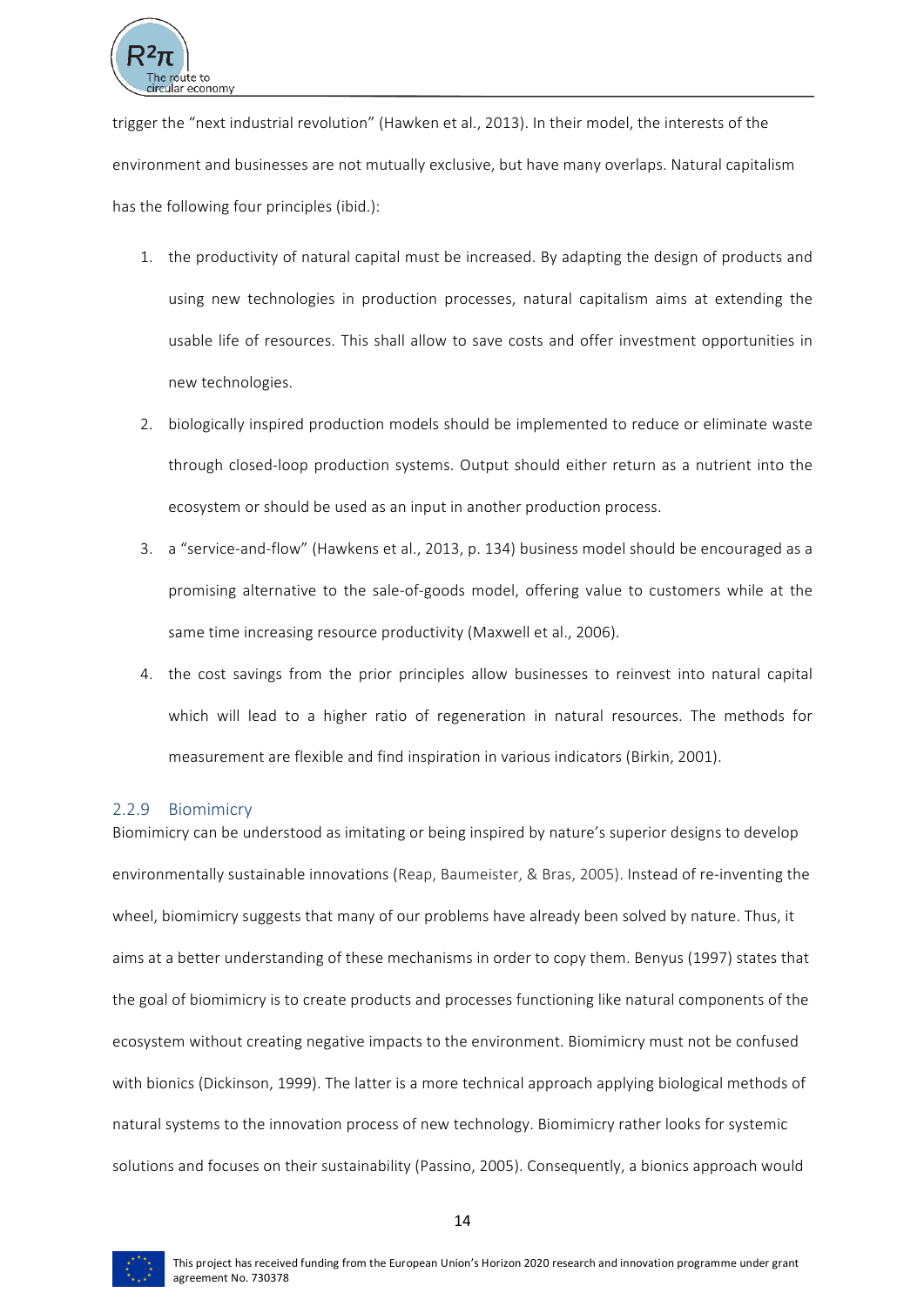trigger the "next industrial revolution" (Hawken et al., 2013). In their model, the interests of the environment and businesses are not mutually exclusive, but have many overlaps. Natural capitalism has the following four principles (ibid.):

1. the productivity of natural capital must be increased. By adapting the design of products and using new technologies in production processes, natural capitalism aims at extending the usable life of resources. This shall allow to save costs and offer investment opportunities in new technologies.
2. biologically inspired production models should be implemented to reduce or eliminate waste through closed-loop production systems. Output should either return as a nutrient into the ecosystem or should be used as an input in another production process.
3. a "service-and-flow" (Hawkens et al., 2013, p. 134) business model should be encouraged as a promising alternative to the sale-of-goods model, offering value to customers while at the same time increasing resource productivity (Maxwell et al., 2006).
4. the cost savings from the prior principles allow businesses to reinvest into natural capital which will lead to a higher ratio of regeneration in natural resources. The methods for measurement are flexible and find inspiration in various indicators (Birkin, 2001).

### 2.2.9 Biomimicry

Biomimicry can be understood as imitating or being inspired by nature's superior designs to develop environmentally sustainable innovations (Reap, Baumeister, & Bras, 2005). Instead of re-inventing the wheel, biomimicry suggests that many of our problems have already been solved by nature. Thus, it aims at a better understanding of these mechanisms in order to copy them. Benyus (1997) states that the goal of biomimicry is to create products and processes functioning like natural components of the ecosystem without creating negative impacts to the environment. Biomimicry must not be confused with bionics (Dickinson, 1999). The latter is a more technical approach applying biological methods of natural systems to the innovation process of new technology. Biomimicry rather looks for systemic solutions and focuses on their sustainability (Passino, 2005). Consequently, a bionics approach would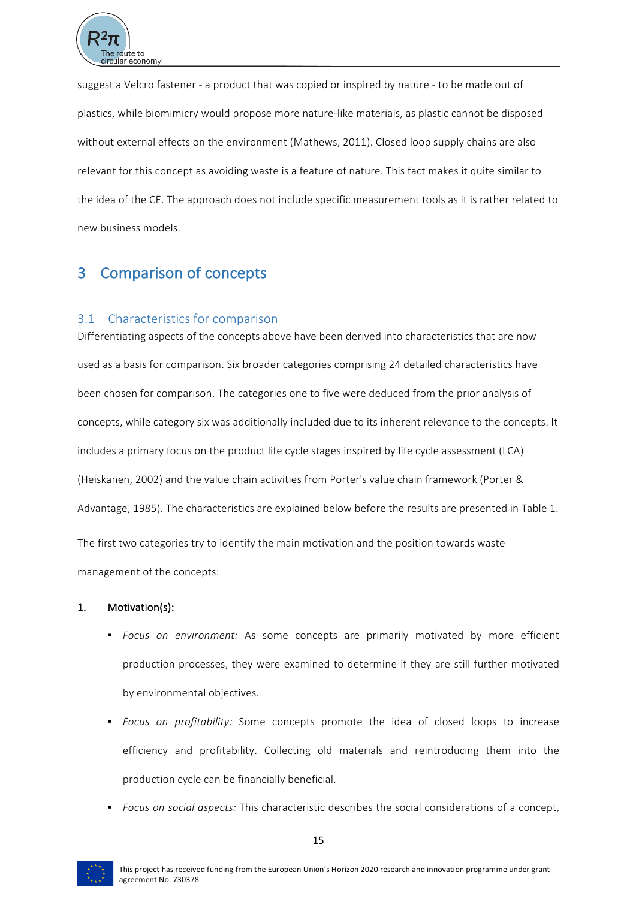suggest a Velcro fastener - a product that was copied or inspired by nature - to be made out of plastics, while biomimicry would propose more nature-like materials, as plastic cannot be disposed without external effects on the environment (Mathews, 2011). Closed loop supply chains are also relevant for this concept as avoiding waste is a feature of nature. This fact makes it quite similar to the idea of the CE. The approach does not include specific measurement tools as it is rather related to new business models.

# 3 Comparison of concepts

## 3.1 Characteristics for comparison

Differentiating aspects of the concepts above have been derived into characteristics that are now used as a basis for comparison. Six broader categories comprising 24 detailed characteristics have been chosen for comparison. The categories one to five were deduced from the prior analysis of concepts, while category six was additionally included due to its inherent relevance to the concepts. It includes a primary focus on the product life cycle stages inspired by life cycle assessment (LCA) (Heiskanen, 2002) and the value chain activities from Porter's value chain framework (Porter & Advantage, 1985). The characteristics are explained below before the results are presented in Table 1.

The first two categories try to identify the main motivation and the position towards waste management of the concepts:

**1. Motivation(s):**

- *Focus on environment:* As some concepts are primarily motivated by more efficient production processes, they were examined to determine if they are still further motivated by environmental objectives.
- *Focus on profitability:* Some concepts promote the idea of closed loops to increase efficiency and profitability. Collecting old materials and reintroducing them into the production cycle can be financially beneficial.
- *Focus on social aspects:* This characteristic describes the social considerations of a concept,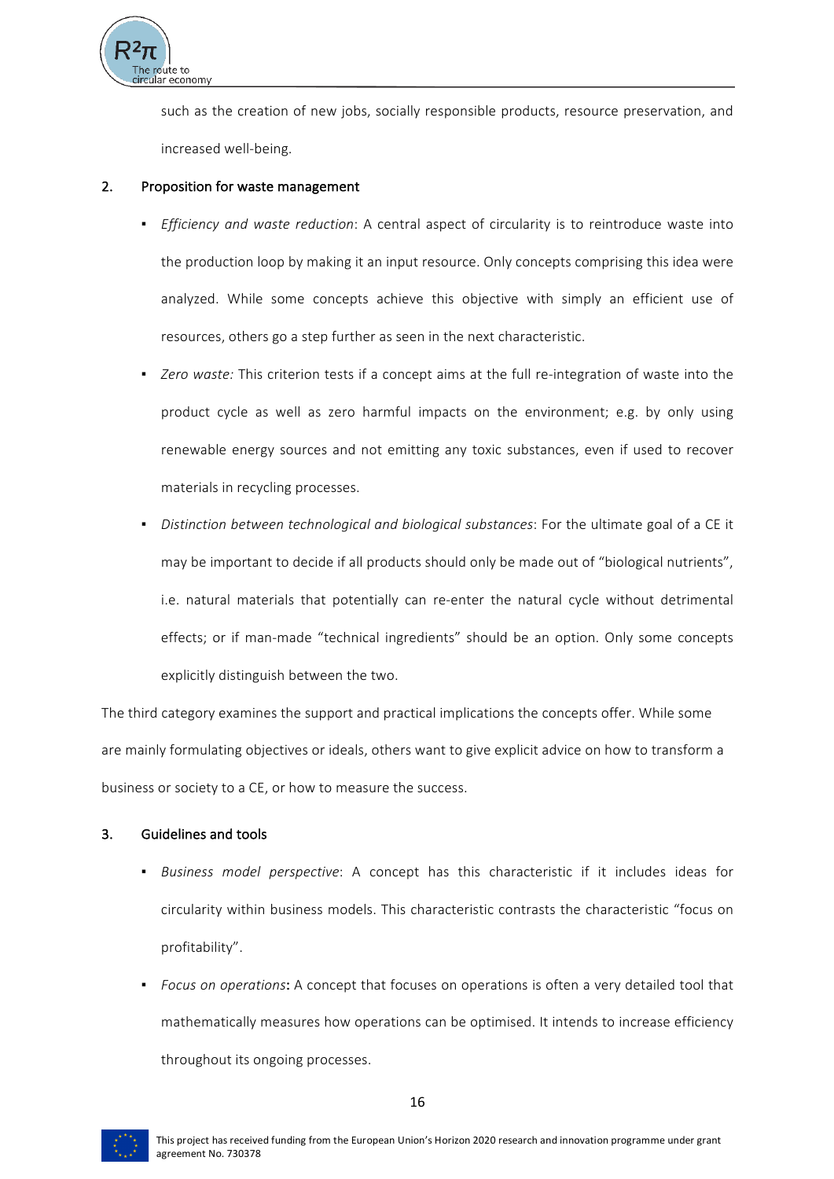such as the creation of new jobs, socially responsible products, resource preservation, and increased well-being.

2. **Proposition for waste management**

- *Efficiency and waste reduction*: A central aspect of circularity is to reintroduce waste into the production loop by making it an input resource. Only concepts comprising this idea were analyzed. While some concepts achieve this objective with simply an efficient use of resources, others go a step further as seen in the next characteristic.
- *Zero waste:* This criterion tests if a concept aims at the full re-integration of waste into the product cycle as well as zero harmful impacts on the environment; e.g. by only using renewable energy sources and not emitting any toxic substances, even if used to recover materials in recycling processes.
- *Distinction between technological and biological substances*: For the ultimate goal of a CE it may be important to decide if all products should only be made out of "biological nutrients", i.e. natural materials that potentially can re-enter the natural cycle without detrimental effects; or if man-made "technical ingredients" should be an option. Only some concepts explicitly distinguish between the two.

The third category examines the support and practical implications the concepts offer. While some are mainly formulating objectives or ideals, others want to give explicit advice on how to transform a business or society to a CE, or how to measure the success.

3. **Guidelines and tools**

- *Business model perspective*: A concept has this characteristic if it includes ideas for circularity within business models. This characteristic contrasts the characteristic "focus on profitability".
- *Focus on operations*: A concept that focuses on operations is often a very detailed tool that mathematically measures how operations can be optimised. It intends to increase efficiency throughout its ongoing processes.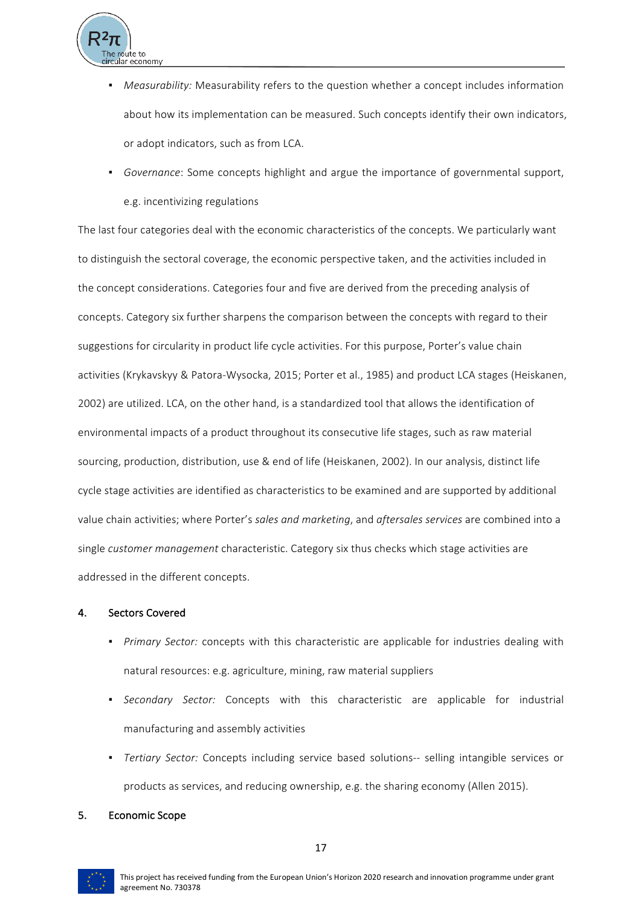- *Measurability:* Measurability refers to the question whether a concept includes information about how its implementation can be measured. Such concepts identify their own indicators, or adopt indicators, such as from LCA.
- *Governance*: Some concepts highlight and argue the importance of governmental support, e.g. incentivizing regulations

The last four categories deal with the economic characteristics of the concepts. We particularly want to distinguish the sectoral coverage, the economic perspective taken, and the activities included in the concept considerations. Categories four and five are derived from the preceding analysis of concepts. Category six further sharpens the comparison between the concepts with regard to their suggestions for circularity in product life cycle activities. For this purpose, Porter's value chain activities (Krykavskyy & Patora-Wysocka, 2015; Porter et al., 1985) and product LCA stages (Heiskanen, 2002) are utilized. LCA, on the other hand, is a standardized tool that allows the identification of environmental impacts of a product throughout its consecutive life stages, such as raw material sourcing, production, distribution, use & end of life (Heiskanen, 2002). In our analysis, distinct life cycle stage activities are identified as characteristics to be examined and are supported by additional value chain activities; where Porter's *sales and marketing*, and *aftersales services* are combined into a single *customer management* characteristic. Category six thus checks which stage activities are addressed in the different concepts.

#### 4. Sectors Covered

- *Primary Sector:* concepts with this characteristic are applicable for industries dealing with natural resources: e.g. agriculture, mining, raw material suppliers
- *Secondary Sector:* Concepts with this characteristic are applicable for industrial manufacturing and assembly activities
- *Tertiary Sector:* Concepts including service based solutions-- selling intangible services or products as services, and reducing ownership, e.g. the sharing economy (Allen 2015).

#### 5. Economic Scope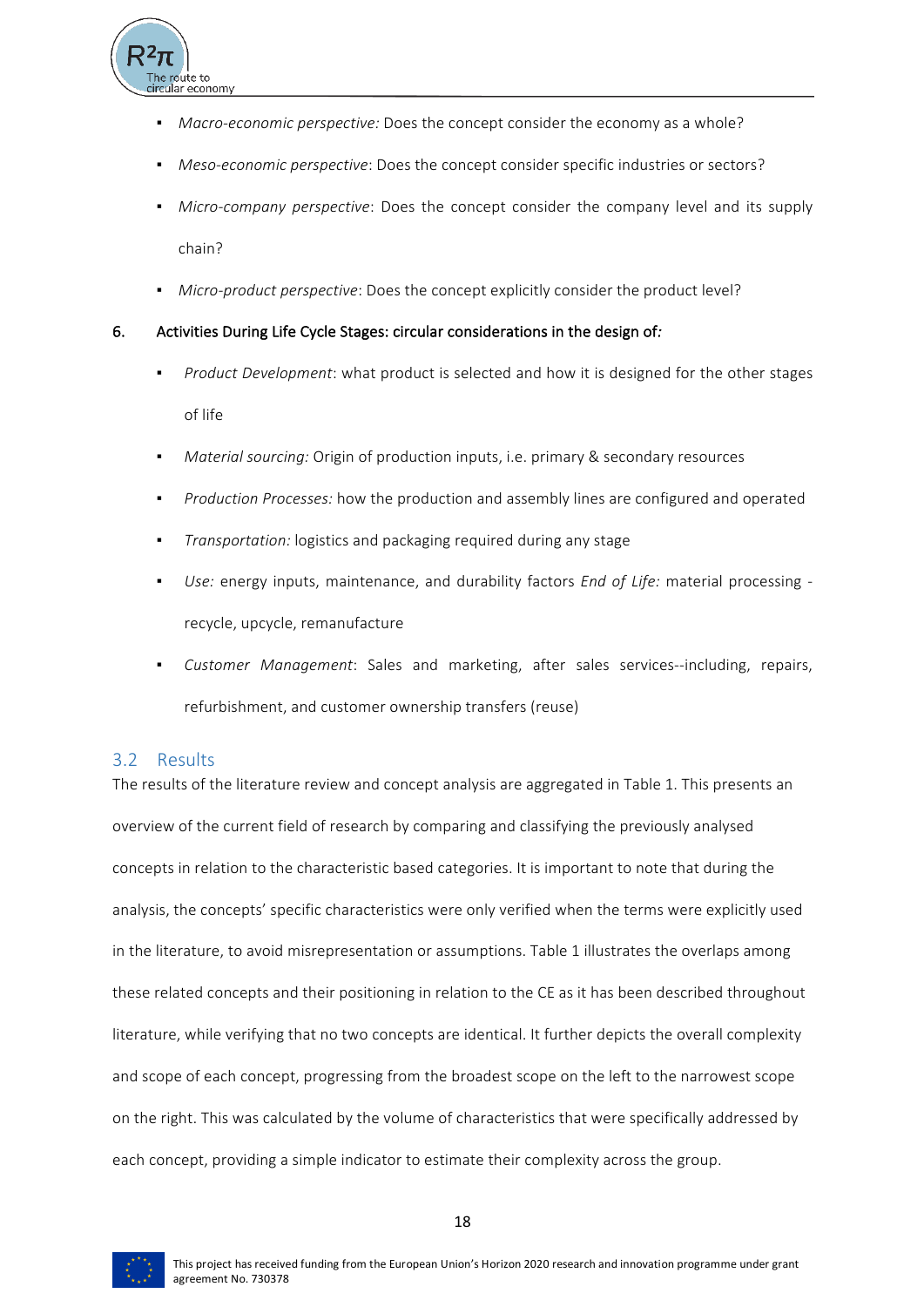- *Macro-economic perspective:* Does the concept consider the economy as a whole?
- *Meso-economic perspective*: Does the concept consider specific industries or sectors?
- *Micro-company perspective*: Does the concept consider the company level and its supply chain?
- *Micro-product perspective*: Does the concept explicitly consider the product level?

6. Activities During Life Cycle Stages: circular considerations in the design of*:*
   - *Product Development*: what product is selected and how it is designed for the other stages of life
   - *Material sourcing:* Origin of production inputs, i.e. primary & secondary resources
   - *Production Processes:* how the production and assembly lines are configured and operated
   - *Transportation:* logistics and packaging required during any stage
   - *Use:* energy inputs, maintenance, and durability factors *End of Life:* material processing - recycle, upcycle, remanufacture
   - *Customer Management*: Sales and marketing, after sales services--including, repairs, refurbishment, and customer ownership transfers (reuse)

## 3.2 Results

The results of the literature review and concept analysis are aggregated in Table 1. This presents an overview of the current field of research by comparing and classifying the previously analysed concepts in relation to the characteristic based categories. It is important to note that during the analysis, the concepts' specific characteristics were only verified when the terms were explicitly used in the literature, to avoid misrepresentation or assumptions. Table 1 illustrates the overlaps among these related concepts and their positioning in relation to the CE as it has been described throughout literature, while verifying that no two concepts are identical. It further depicts the overall complexity and scope of each concept, progressing from the broadest scope on the left to the narrowest scope on the right. This was calculated by the volume of characteristics that were specifically addressed by each concept, providing a simple indicator to estimate their complexity across the group.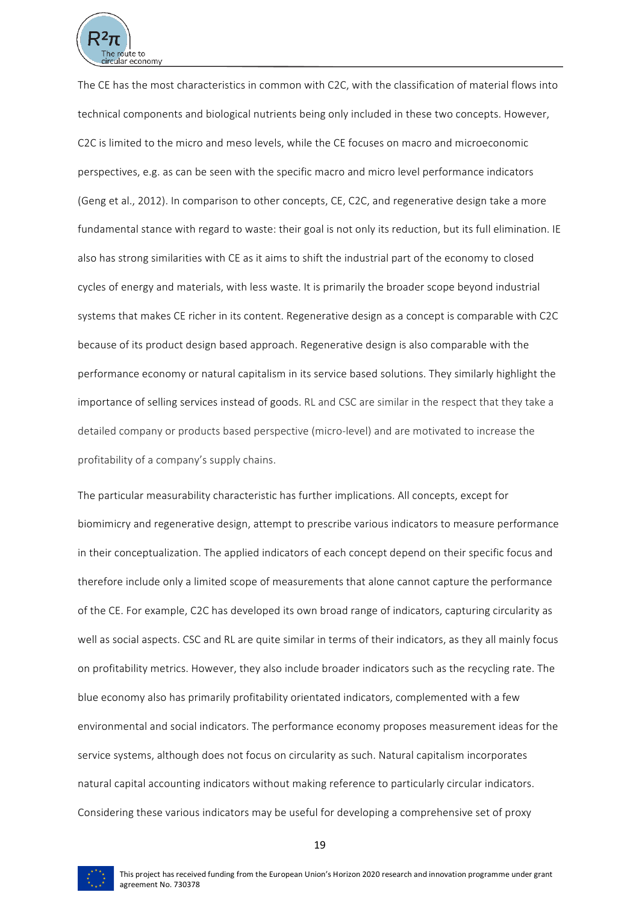The CE has the most characteristics in common with C2C, with the classification of material flows into technical components and biological nutrients being only included in these two concepts. However, C2C is limited to the micro and meso levels, while the CE focuses on macro and microeconomic perspectives, e.g. as can be seen with the specific macro and micro level performance indicators (Geng et al., 2012). In comparison to other concepts, CE, C2C, and regenerative design take a more fundamental stance with regard to waste: their goal is not only its reduction, but its full elimination. IE also has strong similarities with CE as it aims to shift the industrial part of the economy to closed cycles of energy and materials, with less waste. It is primarily the broader scope beyond industrial systems that makes CE richer in its content. Regenerative design as a concept is comparable with C2C because of its product design based approach. Regenerative design is also comparable with the performance economy or natural capitalism in its service based solutions. They similarly highlight the importance of selling services instead of goods. RL and CSC are similar in the respect that they take a detailed company or products based perspective (micro-level) and are motivated to increase the profitability of a company's supply chains.

The particular measurability characteristic has further implications. All concepts, except for biomimicry and regenerative design, attempt to prescribe various indicators to measure performance in their conceptualization. The applied indicators of each concept depend on their specific focus and therefore include only a limited scope of measurements that alone cannot capture the performance of the CE. For example, C2C has developed its own broad range of indicators, capturing circularity as well as social aspects. CSC and RL are quite similar in terms of their indicators, as they all mainly focus on profitability metrics. However, they also include broader indicators such as the recycling rate. The blue economy also has primarily profitability orientated indicators, complemented with a few environmental and social indicators. The performance economy proposes measurement ideas for the service systems, although does not focus on circularity as such. Natural capitalism incorporates natural capital accounting indicators without making reference to particularly circular indicators. Considering these various indicators may be useful for developing a comprehensive set of proxy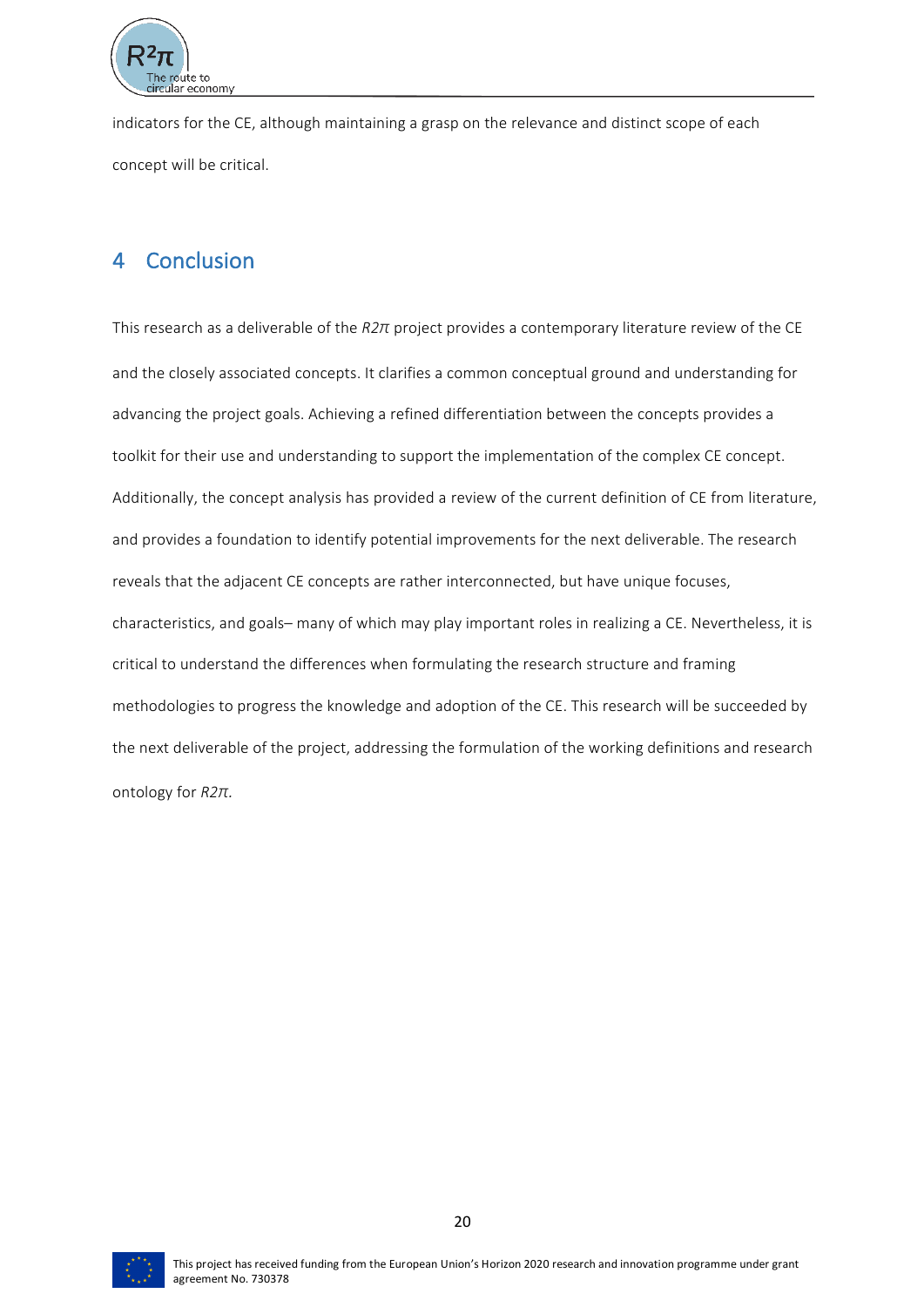indicators for the CE, although maintaining a grasp on the relevance and distinct scope of each concept will be critical.

# 4 Conclusion

This research as a deliverable of the *R2π* project provides a contemporary literature review of the CE and the closely associated concepts. It clarifies a common conceptual ground and understanding for advancing the project goals. Achieving a refined differentiation between the concepts provides a toolkit for their use and understanding to support the implementation of the complex CE concept. Additionally, the concept analysis has provided a review of the current definition of CE from literature, and provides a foundation to identify potential improvements for the next deliverable. The research reveals that the adjacent CE concepts are rather interconnected, but have unique focuses, characteristics, and goals– many of which may play important roles in realizing a CE. Nevertheless, it is critical to understand the differences when formulating the research structure and framing methodologies to progress the knowledge and adoption of the CE. This research will be succeeded by the next deliverable of the project, addressing the formulation of the working definitions and research ontology for *R2π*.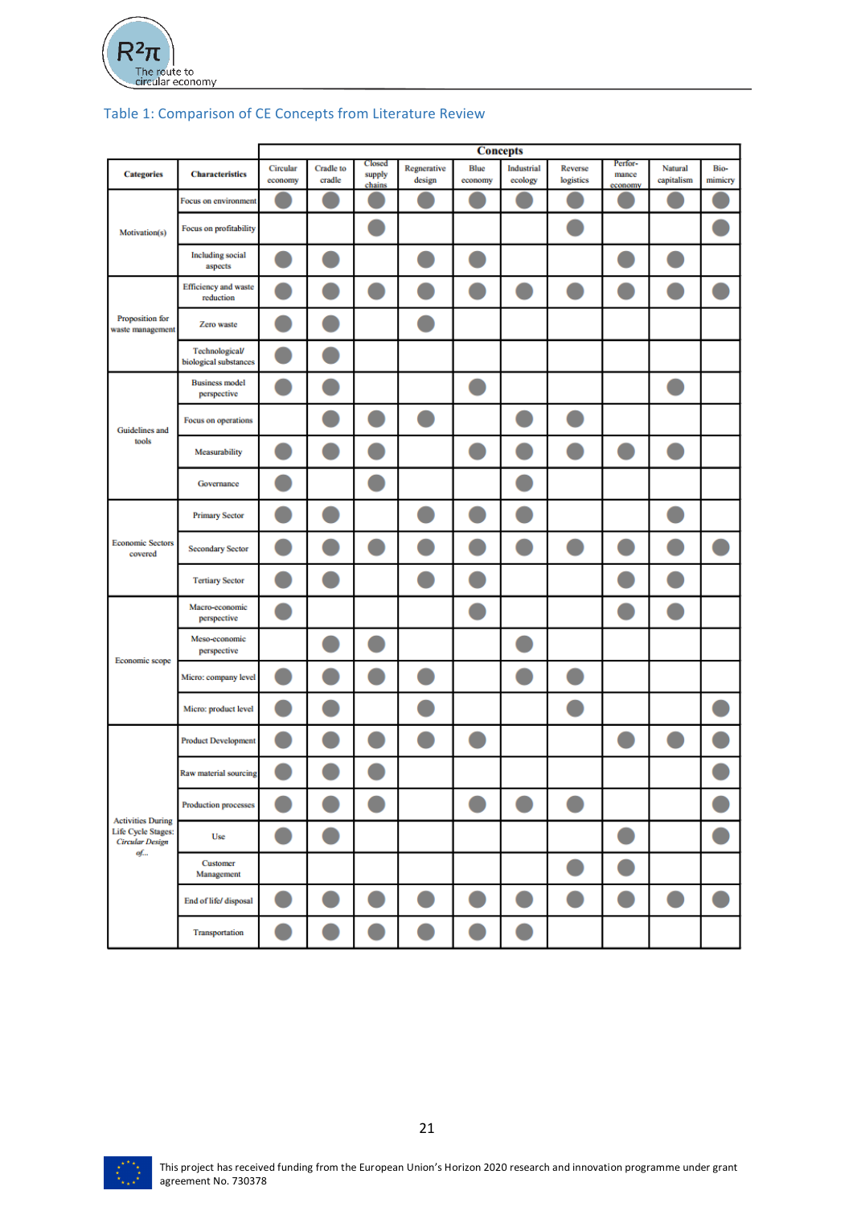Table 1: Comparison of CE Concepts from Literature Review

| Categories | Characteristics | Concepts | | | | | | | | | |
|---|---|---|---|---|---|---|---|---|---|---|---|
| | | Circular economy | Cradle to cradle | Closed supply chains | Regnerative design | Blue economy | Industrial ecology | Reverse logistics | Perfor-mance economy | Natural capitalism | Bio-mimicry |
| Motivation(s) | Focus on environment | ● | ● | ● | ● | ● | ● | ● | ● | ● | ● |
| | Focus on profitability | | | ● | | | | ● | | | ● |
| | Including social aspects | ● | ● | | ● | ● | | | ● | ● | |
| Proposition for waste management | Efficiency and waste reduction | ● | ● | ● | ● | ● | ● | ● | ● | ● | ● |
| | Zero waste | ● | ● | | ● | | | | | | |
| | Technological/ biological substances | ● | ● | | | | | | | | |
| Guidelines and tools | Business model perspective | ● | ● | | | ● | | | | ● | |
| | Focus on operations | | ● | ● | ● | | ● | ● | | | |
| | Measurability | ● | ● | ● | | ● | ● | ● | ● | ● | |
| | Governance | ● | | ● | | | ● | | | | |
| Economic Sectors covered | Primary Sector | ● | ● | | ● | ● | ● | | | ● | |
| | Secondary Sector | ● | ● | ● | ● | ● | ● | ● | ● | ● | ● |
| | Tertiary Sector | ● | ● | | ● | ● | | | ● | ● | |
| Economic scope | Macro-economic perspective | ● | | | | ● | | | ● | ● | |
| | Meso-economic perspective | | ● | ● | | | ● | | | | |
| | Micro: company level | ● | ● | ● | ● | | ● | ● | | | |
| | Micro: product level | ● | ● | | ● | | | ● | | | ● |
| Activities During Life Cycle Stages: *Circular Design of...* | Product Development | ● | ● | ● | ● | ● | | | ● | ● | ● |
| | Raw material sourcing | ● | ● | ● | | | | | | | ● |
| | Production processes | ● | ● | ● | | ● | ● | ● | | | ● |
| | Use | ● | ● | | | | | | ● | | ● |
| | Customer Management | | | | | | | ● | ● | | |
| | End of life/ disposal | ● | ● | ● | ● | ● | ● | ● | ● | ● | ● |
| | Transportation | ● | ● | ● | ● | ● | ● | | | | |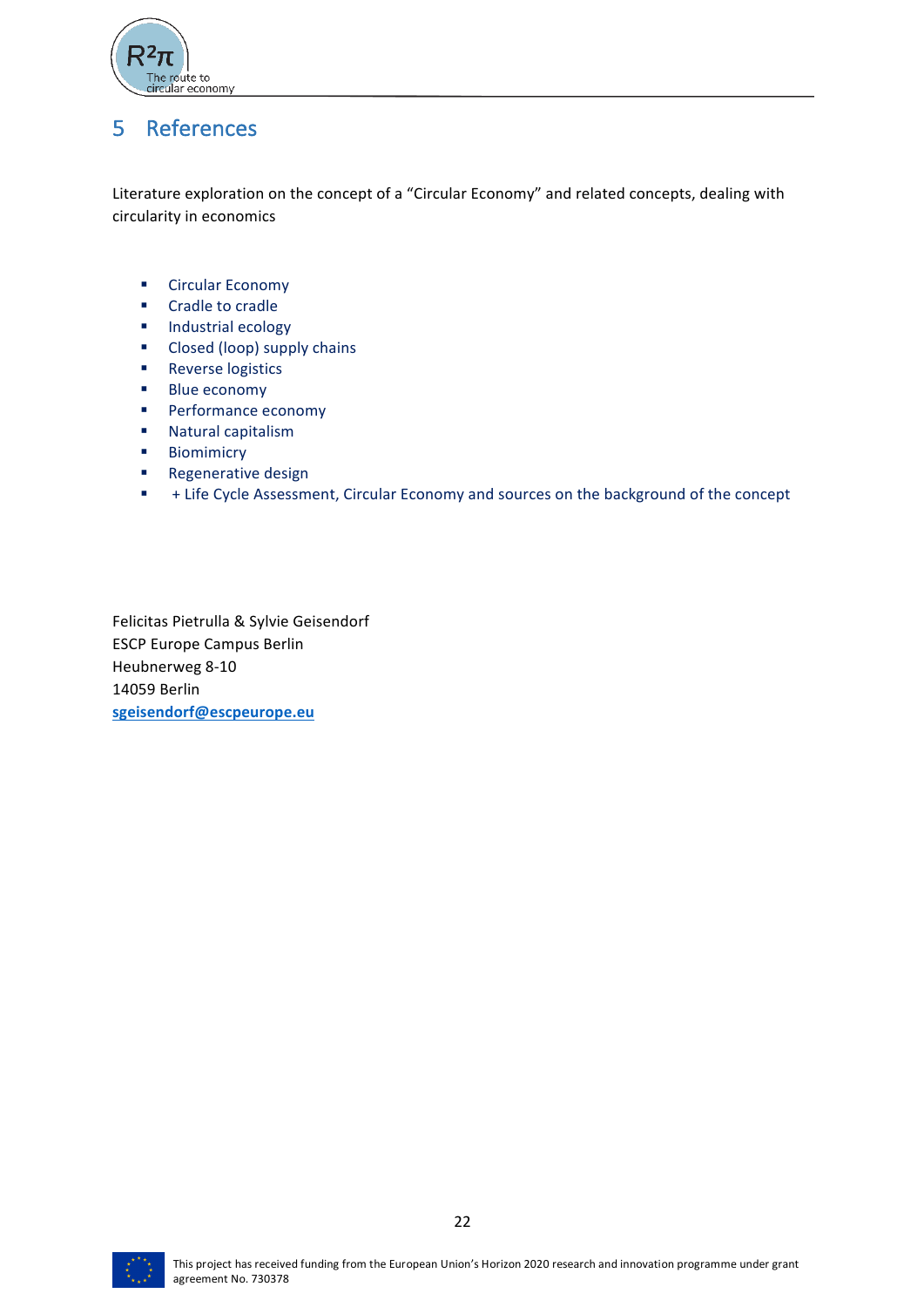# 5 References

Literature exploration on the concept of a "Circular Economy" and related concepts, dealing with circularity in economics

- Circular Economy
- Cradle to cradle
- Industrial ecology
- Closed (loop) supply chains
- Reverse logistics
- Blue economy
- Performance economy
- Natural capitalism
- Biomimicry
- Regenerative design
- + Life Cycle Assessment, Circular Economy and sources on the background of the concept

Felicitas Pietrulla & Sylvie Geisendorf
ESCP Europe Campus Berlin
Heubnerweg 8-10
14059 Berlin
**sgeisendorf@escpeurope.eu**

This project has received funding from the European Union's Horizon 2020 research and innovation programme under grant agreement No. 730378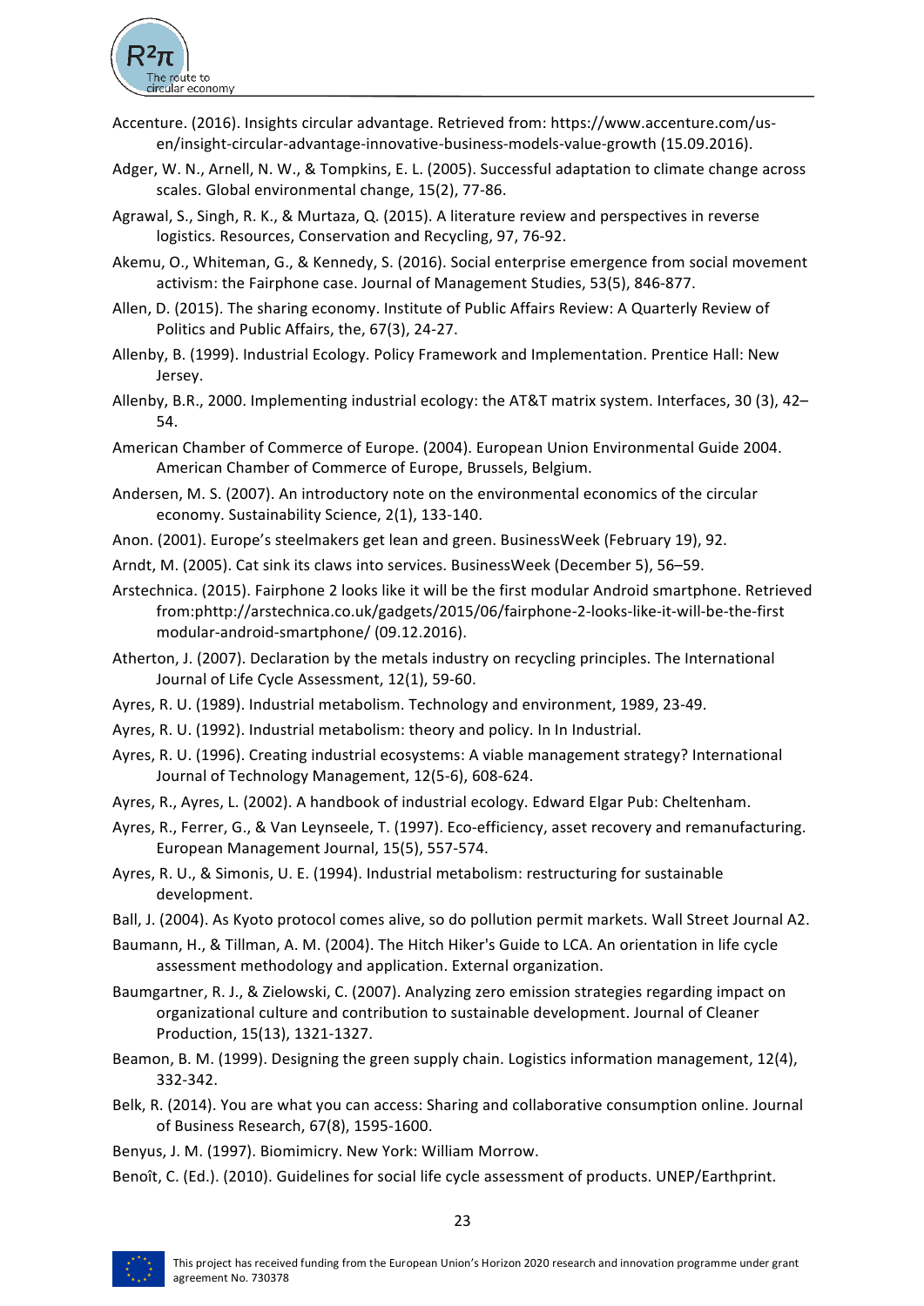Accenture. (2016). Insights circular advantage. Retrieved from: https://www.accenture.com/us-en/insight-circular-advantage-innovative-business-models-value-growth (15.09.2016).

Adger, W. N., Arnell, N. W., & Tompkins, E. L. (2005). Successful adaptation to climate change across scales. Global environmental change, 15(2), 77-86.

Agrawal, S., Singh, R. K., & Murtaza, Q. (2015). A literature review and perspectives in reverse logistics. Resources, Conservation and Recycling, 97, 76-92.

Akemu, O., Whiteman, G., & Kennedy, S. (2016). Social enterprise emergence from social movement activism: the Fairphone case. Journal of Management Studies, 53(5), 846-877.

Allen, D. (2015). The sharing economy. Institute of Public Affairs Review: A Quarterly Review of Politics and Public Affairs, the, 67(3), 24-27.

Allenby, B. (1999). Industrial Ecology. Policy Framework and Implementation. Prentice Hall: New Jersey.

Allenby, B.R., 2000. Implementing industrial ecology: the AT&T matrix system. Interfaces, 30 (3), 42–54.

American Chamber of Commerce of Europe. (2004). European Union Environmental Guide 2004. American Chamber of Commerce of Europe, Brussels, Belgium.

Andersen, M. S. (2007). An introductory note on the environmental economics of the circular economy. Sustainability Science, 2(1), 133-140.

Anon. (2001). Europe's steelmakers get lean and green. BusinessWeek (February 19), 92.

Arndt, M. (2005). Cat sink its claws into services. BusinessWeek (December 5), 56–59.

Arstechnica. (2015). Fairphone 2 looks like it will be the first modular Android smartphone. Retrieved from:phttp://arstechnica.co.uk/gadgets/2015/06/fairphone-2-looks-like-it-will-be-the-first modular-android-smartphone/ (09.12.2016).

Atherton, J. (2007). Declaration by the metals industry on recycling principles. The International Journal of Life Cycle Assessment, 12(1), 59-60.

Ayres, R. U. (1989). Industrial metabolism. Technology and environment, 1989, 23-49.

Ayres, R. U. (1992). Industrial metabolism: theory and policy. In In Industrial.

Ayres, R. U. (1996). Creating industrial ecosystems: A viable management strategy? International Journal of Technology Management, 12(5-6), 608-624.

Ayres, R., Ayres, L. (2002). A handbook of industrial ecology. Edward Elgar Pub: Cheltenham.

Ayres, R., Ferrer, G., & Van Leynseele, T. (1997). Eco-efficiency, asset recovery and remanufacturing. European Management Journal, 15(5), 557-574.

Ayres, R. U., & Simonis, U. E. (1994). Industrial metabolism: restructuring for sustainable development.

Ball, J. (2004). As Kyoto protocol comes alive, so do pollution permit markets. Wall Street Journal A2.

Baumann, H., & Tillman, A. M. (2004). The Hitch Hiker's Guide to LCA. An orientation in life cycle assessment methodology and application. External organization.

Baumgartner, R. J., & Zielowski, C. (2007). Analyzing zero emission strategies regarding impact on organizational culture and contribution to sustainable development. Journal of Cleaner Production, 15(13), 1321-1327.

Beamon, B. M. (1999). Designing the green supply chain. Logistics information management, 12(4), 332-342.

Belk, R. (2014). You are what you can access: Sharing and collaborative consumption online. Journal of Business Research, 67(8), 1595-1600.

Benyus, J. M. (1997). Biomimicry. New York: William Morrow.

Benoît, C. (Ed.). (2010). Guidelines for social life cycle assessment of products. UNEP/Earthprint.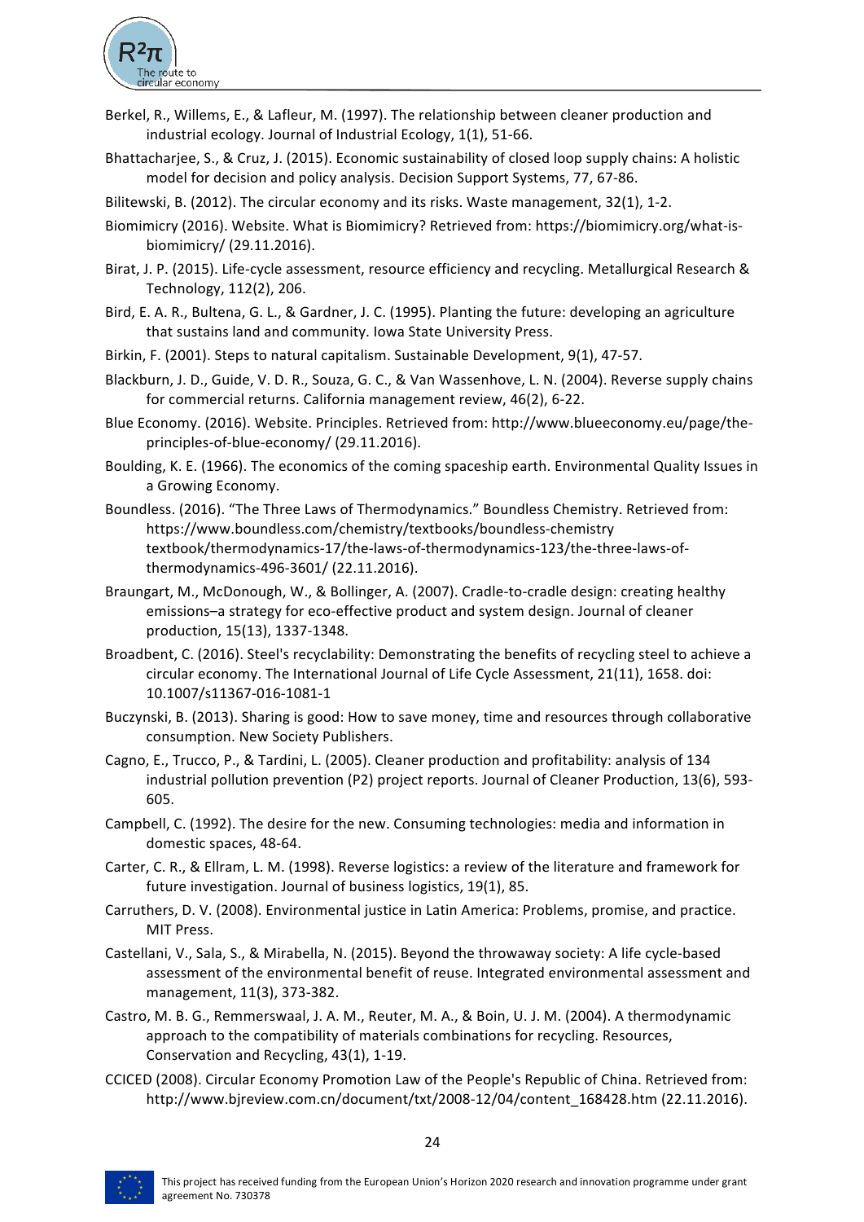Berkel, R., Willems, E., & Lafleur, M. (1997). The relationship between cleaner production and industrial ecology. Journal of Industrial Ecology, 1(1), 51-66.

Bhattacharjee, S., & Cruz, J. (2015). Economic sustainability of closed loop supply chains: A holistic model for decision and policy analysis. Decision Support Systems, 77, 67-86.

Bilitewski, B. (2012). The circular economy and its risks. Waste management, 32(1), 1-2.

Biomimicry (2016). Website. What is Biomimicry? Retrieved from: https://biomimicry.org/what-is-biomimicry/ (29.11.2016).

Birat, J. P. (2015). Life-cycle assessment, resource efficiency and recycling. Metallurgical Research & Technology, 112(2), 206.

Bird, E. A. R., Bultena, G. L., & Gardner, J. C. (1995). Planting the future: developing an agriculture that sustains land and community. Iowa State University Press.

Birkin, F. (2001). Steps to natural capitalism. Sustainable Development, 9(1), 47-57.

Blackburn, J. D., Guide, V. D. R., Souza, G. C., & Van Wassenhove, L. N. (2004). Reverse supply chains for commercial returns. California management review, 46(2), 6-22.

Blue Economy. (2016). Website. Principles. Retrieved from: http://www.blueeconomy.eu/page/the-principles-of-blue-economy/ (29.11.2016).

Boulding, K. E. (1966). The economics of the coming spaceship earth. Environmental Quality Issues in a Growing Economy.

Boundless. (2016). "The Three Laws of Thermodynamics." Boundless Chemistry. Retrieved from: https://www.boundless.com/chemistry/textbooks/boundless-chemistry textbook/thermodynamics-17/the-laws-of-thermodynamics-123/the-three-laws-of-thermodynamics-496-3601/ (22.11.2016).

Braungart, M., McDonough, W., & Bollinger, A. (2007). Cradle-to-cradle design: creating healthy emissions–a strategy for eco-effective product and system design. Journal of cleaner production, 15(13), 1337-1348.

Broadbent, C. (2016). Steel's recyclability: Demonstrating the benefits of recycling steel to achieve a circular economy. The International Journal of Life Cycle Assessment, 21(11), 1658. doi: 10.1007/s11367-016-1081-1

Buczynski, B. (2013). Sharing is good: How to save money, time and resources through collaborative consumption. New Society Publishers.

Cagno, E., Trucco, P., & Tardini, L. (2005). Cleaner production and profitability: analysis of 134 industrial pollution prevention (P2) project reports. Journal of Cleaner Production, 13(6), 593-605.

Campbell, C. (1992). The desire for the new. Consuming technologies: media and information in domestic spaces, 48-64.

Carter, C. R., & Ellram, L. M. (1998). Reverse logistics: a review of the literature and framework for future investigation. Journal of business logistics, 19(1), 85.

Carruthers, D. V. (2008). Environmental justice in Latin America: Problems, promise, and practice. MIT Press.

Castellani, V., Sala, S., & Mirabella, N. (2015). Beyond the throwaway society: A life cycle-based assessment of the environmental benefit of reuse. Integrated environmental assessment and management, 11(3), 373-382.

Castro, M. B. G., Remmerswaal, J. A. M., Reuter, M. A., & Boin, U. J. M. (2004). A thermodynamic approach to the compatibility of materials combinations for recycling. Resources, Conservation and Recycling, 43(1), 1-19.

CCICED (2008). Circular Economy Promotion Law of the People's Republic of China. Retrieved from: http://www.bjreview.com.cn/document/txt/2008-12/04/content_168428.htm (22.11.2016).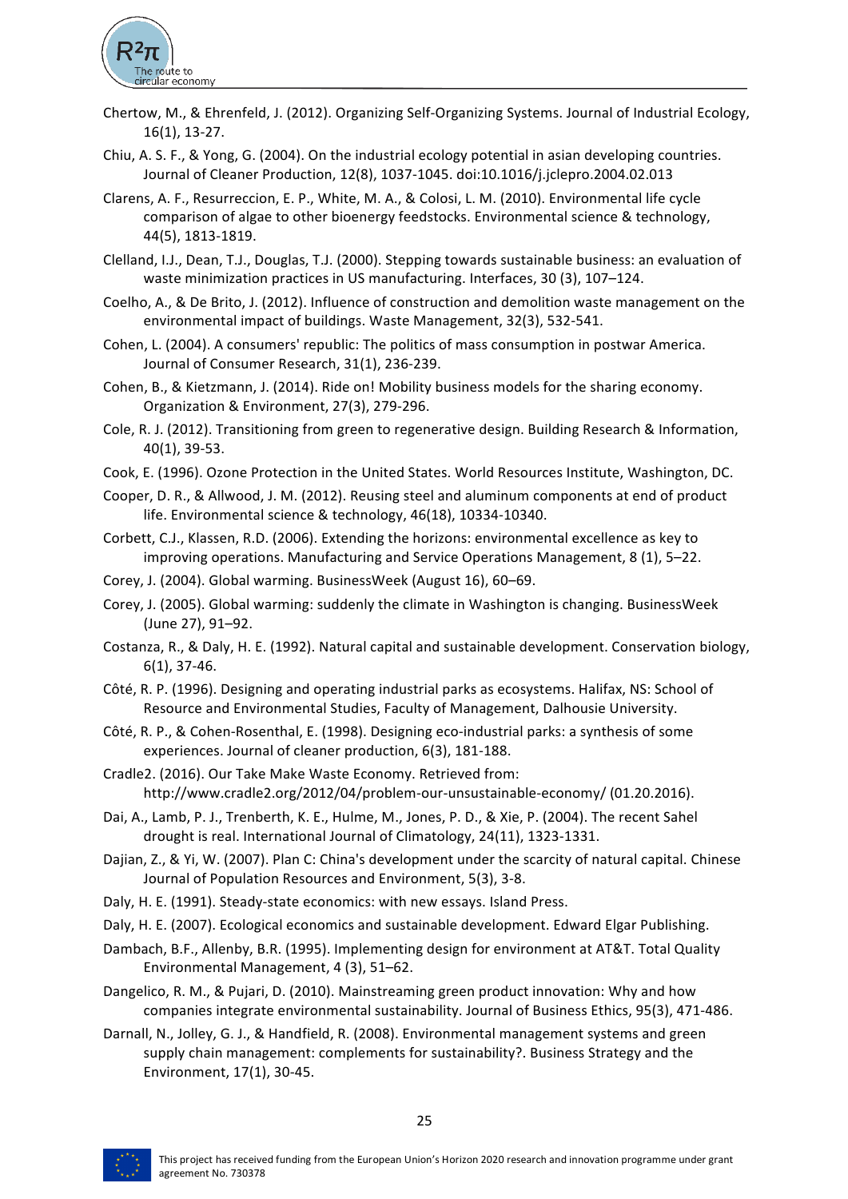Chertow, M., & Ehrenfeld, J. (2012). Organizing Self-Organizing Systems. Journal of Industrial Ecology, 16(1), 13-27.

Chiu, A. S. F., & Yong, G. (2004). On the industrial ecology potential in asian developing countries. Journal of Cleaner Production, 12(8), 1037-1045. doi:10.1016/j.jclepro.2004.02.013

Clarens, A. F., Resurreccion, E. P., White, M. A., & Colosi, L. M. (2010). Environmental life cycle comparison of algae to other bioenergy feedstocks. Environmental science & technology, 44(5), 1813-1819.

Clelland, I.J., Dean, T.J., Douglas, T.J. (2000). Stepping towards sustainable business: an evaluation of waste minimization practices in US manufacturing. Interfaces, 30 (3), 107–124.

Coelho, A., & De Brito, J. (2012). Influence of construction and demolition waste management on the environmental impact of buildings. Waste Management, 32(3), 532-541.

Cohen, L. (2004). A consumers' republic: The politics of mass consumption in postwar America. Journal of Consumer Research, 31(1), 236-239.

Cohen, B., & Kietzmann, J. (2014). Ride on! Mobility business models for the sharing economy. Organization & Environment, 27(3), 279-296.

Cole, R. J. (2012). Transitioning from green to regenerative design. Building Research & Information, 40(1), 39-53.

Cook, E. (1996). Ozone Protection in the United States. World Resources Institute, Washington, DC.

Cooper, D. R., & Allwood, J. M. (2012). Reusing steel and aluminum components at end of product life. Environmental science & technology, 46(18), 10334-10340.

Corbett, C.J., Klassen, R.D. (2006). Extending the horizons: environmental excellence as key to improving operations. Manufacturing and Service Operations Management, 8 (1), 5–22.

Corey, J. (2004). Global warming. BusinessWeek (August 16), 60–69.

Corey, J. (2005). Global warming: suddenly the climate in Washington is changing. BusinessWeek (June 27), 91–92.

Costanza, R., & Daly, H. E. (1992). Natural capital and sustainable development. Conservation biology, 6(1), 37-46.

Côté, R. P. (1996). Designing and operating industrial parks as ecosystems. Halifax, NS: School of Resource and Environmental Studies, Faculty of Management, Dalhousie University.

Côté, R. P., & Cohen-Rosenthal, E. (1998). Designing eco-industrial parks: a synthesis of some experiences. Journal of cleaner production, 6(3), 181-188.

Cradle2. (2016). Our Take Make Waste Economy. Retrieved from: http://www.cradle2.org/2012/04/problem-our-unsustainable-economy/ (01.20.2016).

Dai, A., Lamb, P. J., Trenberth, K. E., Hulme, M., Jones, P. D., & Xie, P. (2004). The recent Sahel drought is real. International Journal of Climatology, 24(11), 1323-1331.

Dajian, Z., & Yi, W. (2007). Plan C: China's development under the scarcity of natural capital. Chinese Journal of Population Resources and Environment, 5(3), 3-8.

Daly, H. E. (1991). Steady-state economics: with new essays. Island Press.

Daly, H. E. (2007). Ecological economics and sustainable development. Edward Elgar Publishing.

Dambach, B.F., Allenby, B.R. (1995). Implementing design for environment at AT&T. Total Quality Environmental Management, 4 (3), 51–62.

Dangelico, R. M., & Pujari, D. (2010). Mainstreaming green product innovation: Why and how companies integrate environmental sustainability. Journal of Business Ethics, 95(3), 471-486.

Darnall, N., Jolley, G. J., & Handfield, R. (2008). Environmental management systems and green supply chain management: complements for sustainability?. Business Strategy and the Environment, 17(1), 30-45.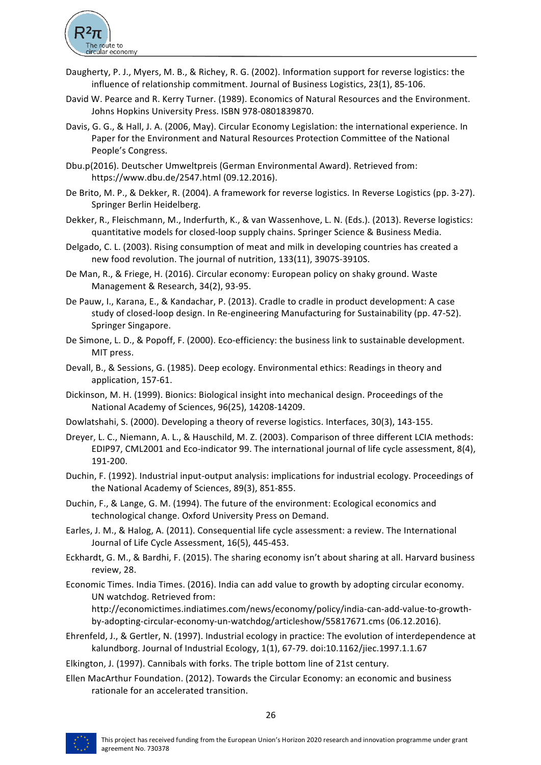Daugherty, P. J., Myers, M. B., & Richey, R. G. (2002). Information support for reverse logistics: the influence of relationship commitment. Journal of Business Logistics, 23(1), 85-106.

David W. Pearce and R. Kerry Turner. (1989). Economics of Natural Resources and the Environment. Johns Hopkins University Press. ISBN 978-0801839870.

Davis, G. G., & Hall, J. A. (2006, May). Circular Economy Legislation: the international experience. In Paper for the Environment and Natural Resources Protection Committee of the National People's Congress.

Dbu.p(2016). Deutscher Umweltpreis (German Environmental Award). Retrieved from: https://www.dbu.de/2547.html (09.12.2016).

De Brito, M. P., & Dekker, R. (2004). A framework for reverse logistics. In Reverse Logistics (pp. 3-27). Springer Berlin Heidelberg.

Dekker, R., Fleischmann, M., Inderfurth, K., & van Wassenhove, L. N. (Eds.). (2013). Reverse logistics: quantitative models for closed-loop supply chains. Springer Science & Business Media.

Delgado, C. L. (2003). Rising consumption of meat and milk in developing countries has created a new food revolution. The journal of nutrition, 133(11), 3907S-3910S.

De Man, R., & Friege, H. (2016). Circular economy: European policy on shaky ground. Waste Management & Research, 34(2), 93-95.

De Pauw, I., Karana, E., & Kandachar, P. (2013). Cradle to cradle in product development: A case study of closed-loop design. In Re-engineering Manufacturing for Sustainability (pp. 47-52). Springer Singapore.

De Simone, L. D., & Popoff, F. (2000). Eco-efficiency: the business link to sustainable development. MIT press.

Devall, B., & Sessions, G. (1985). Deep ecology. Environmental ethics: Readings in theory and application, 157-61.

Dickinson, M. H. (1999). Bionics: Biological insight into mechanical design. Proceedings of the National Academy of Sciences, 96(25), 14208-14209.

Dowlatshahi, S. (2000). Developing a theory of reverse logistics. Interfaces, 30(3), 143-155.

Dreyer, L. C., Niemann, A. L., & Hauschild, M. Z. (2003). Comparison of three different LCIA methods: EDIP97, CML2001 and Eco-indicator 99. The international journal of life cycle assessment, 8(4), 191-200.

Duchin, F. (1992). Industrial input-output analysis: implications for industrial ecology. Proceedings of the National Academy of Sciences, 89(3), 851-855.

Duchin, F., & Lange, G. M. (1994). The future of the environment: Ecological economics and technological change. Oxford University Press on Demand.

Earles, J. M., & Halog, A. (2011). Consequential life cycle assessment: a review. The International Journal of Life Cycle Assessment, 16(5), 445-453.

Eckhardt, G. M., & Bardhi, F. (2015). The sharing economy isn't about sharing at all. Harvard business review, 28.

Economic Times. India Times. (2016). India can add value to growth by adopting circular economy. UN watchdog. Retrieved from: http://economictimes.indiatimes.com/news/economy/policy/india-can-add-value-to-growth-by-adopting-circular-economy-un-watchdog/articleshow/55817671.cms (06.12.2016).

Ehrenfeld, J., & Gertler, N. (1997). Industrial ecology in practice: The evolution of interdependence at kalundborg. Journal of Industrial Ecology, 1(1), 67-79. doi:10.1162/jiec.1997.1.1.67

Elkington, J. (1997). Cannibals with forks. The triple bottom line of 21st century.

Ellen MacArthur Foundation. (2012). Towards the Circular Economy: an economic and business rationale for an accelerated transition.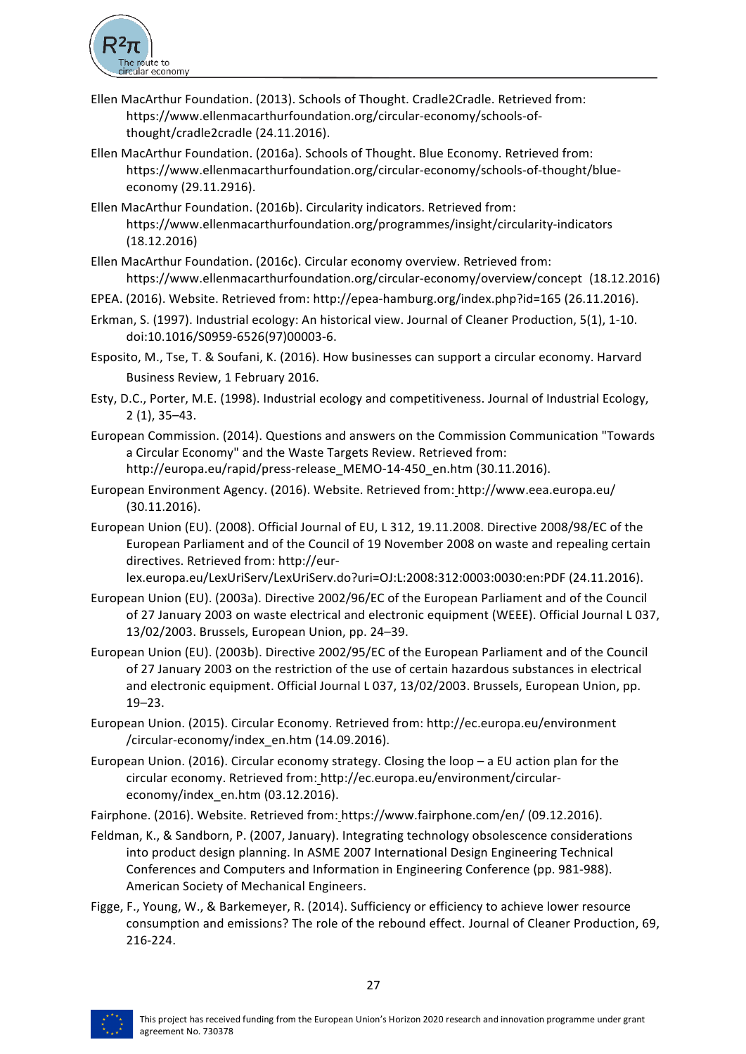Ellen MacArthur Foundation. (2013). Schools of Thought. Cradle2Cradle. Retrieved from: https://www.ellenmacarthurfoundation.org/circular-economy/schools-of-thought/cradle2cradle (24.11.2016).

Ellen MacArthur Foundation. (2016a). Schools of Thought. Blue Economy. Retrieved from: https://www.ellenmacarthurfoundation.org/circular-economy/schools-of-thought/blue-economy (29.11.2916).

Ellen MacArthur Foundation. (2016b). Circularity indicators. Retrieved from: https://www.ellenmacarthurfoundation.org/programmes/insight/circularity-indicators (18.12.2016)

Ellen MacArthur Foundation. (2016c). Circular economy overview. Retrieved from: https://www.ellenmacarthurfoundation.org/circular-economy/overview/concept (18.12.2016)

EPEA. (2016). Website. Retrieved from: http://epea-hamburg.org/index.php?id=165 (26.11.2016).

Erkman, S. (1997). Industrial ecology: An historical view. Journal of Cleaner Production, 5(1), 1-10. doi:10.1016/S0959-6526(97)00003-6.

Esposito, M., Tse, T. & Soufani, K. (2016). How businesses can support a circular economy. Harvard Business Review, 1 February 2016.

Esty, D.C., Porter, M.E. (1998). Industrial ecology and competitiveness. Journal of Industrial Ecology, 2 (1), 35–43.

European Commission. (2014). Questions and answers on the Commission Communication "Towards a Circular Economy" and the Waste Targets Review. Retrieved from: http://europa.eu/rapid/press-release_MEMO-14-450_en.htm (30.11.2016).

European Environment Agency. (2016). Website. Retrieved from: http://www.eea.europa.eu/ (30.11.2016).

European Union (EU). (2008). Official Journal of EU, L 312, 19.11.2008. Directive 2008/98/EC of the European Parliament and of the Council of 19 November 2008 on waste and repealing certain directives. Retrieved from: http://eur-lex.europa.eu/LexUriServ/LexUriServ.do?uri=OJ:L:2008:312:0003:0030:en:PDF (24.11.2016).

European Union (EU). (2003a). Directive 2002/96/EC of the European Parliament and of the Council of 27 January 2003 on waste electrical and electronic equipment (WEEE). Official Journal L 037, 13/02/2003. Brussels, European Union, pp. 24–39.

European Union (EU). (2003b). Directive 2002/95/EC of the European Parliament and of the Council of 27 January 2003 on the restriction of the use of certain hazardous substances in electrical and electronic equipment. Official Journal L 037, 13/02/2003. Brussels, European Union, pp. 19–23.

European Union. (2015). Circular Economy. Retrieved from: http://ec.europa.eu/environment /circular-economy/index_en.htm (14.09.2016).

European Union. (2016). Circular economy strategy. Closing the loop – a EU action plan for the circular economy. Retrieved from: http://ec.europa.eu/environment/circular-economy/index_en.htm (03.12.2016).

Fairphone. (2016). Website. Retrieved from: https://www.fairphone.com/en/ (09.12.2016).

Feldman, K., & Sandborn, P. (2007, January). Integrating technology obsolescence considerations into product design planning. In ASME 2007 International Design Engineering Technical Conferences and Computers and Information in Engineering Conference (pp. 981-988). American Society of Mechanical Engineers.

Figge, F., Young, W., & Barkemeyer, R. (2014). Sufficiency or efficiency to achieve lower resource consumption and emissions? The role of the rebound effect. Journal of Cleaner Production, 69, 216-224.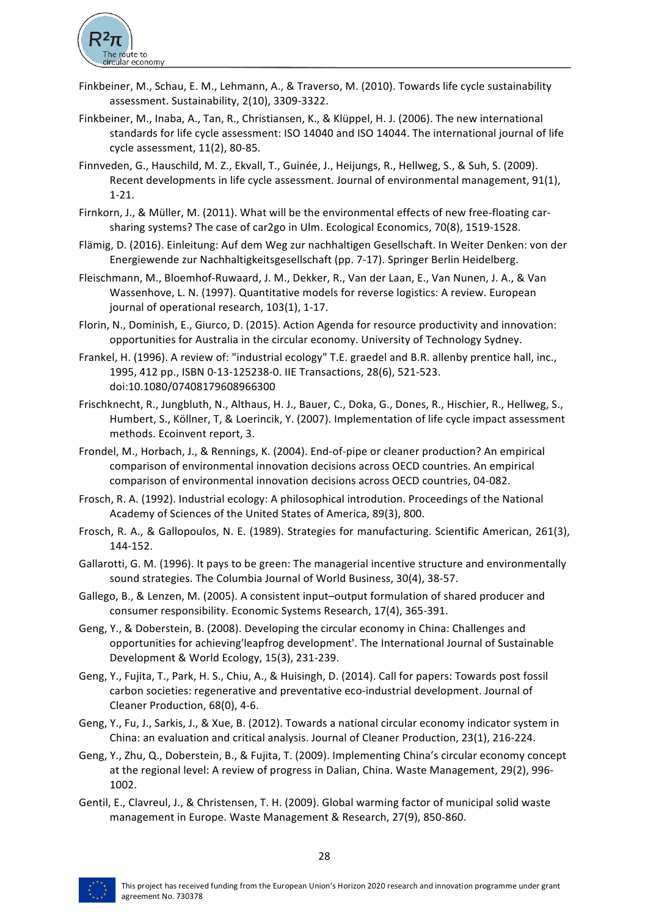Finkbeiner, M., Schau, E. M., Lehmann, A., & Traverso, M. (2010). Towards life cycle sustainability assessment. Sustainability, 2(10), 3309-3322.

Finkbeiner, M., Inaba, A., Tan, R., Christiansen, K., & Klüppel, H. J. (2006). The new international standards for life cycle assessment: ISO 14040 and ISO 14044. The international journal of life cycle assessment, 11(2), 80-85.

Finnveden, G., Hauschild, M. Z., Ekvall, T., Guinée, J., Heijungs, R., Hellweg, S., & Suh, S. (2009). Recent developments in life cycle assessment. Journal of environmental management, 91(1), 1-21.

Firnkorn, J., & Müller, M. (2011). What will be the environmental effects of new free-floating car-sharing systems? The case of car2go in Ulm. Ecological Economics, 70(8), 1519-1528.

Flämig, D. (2016). Einleitung: Auf dem Weg zur nachhaltigen Gesellschaft. In Weiter Denken: von der Energiewende zur Nachhaltigkeitsgesellschaft (pp. 7-17). Springer Berlin Heidelberg.

Fleischmann, M., Bloemhof-Ruwaard, J. M., Dekker, R., Van der Laan, E., Van Nunen, J. A., & Van Wassenhove, L. N. (1997). Quantitative models for reverse logistics: A review. European journal of operational research, 103(1), 1-17.

Florin, N., Dominish, E., Giurco, D. (2015). Action Agenda for resource productivity and innovation: opportunities for Australia in the circular economy. University of Technology Sydney.

Frankel, H. (1996). A review of: "industrial ecology" T.E. graedel and B.R. allenby prentice hall, inc., 1995, 412 pp., ISBN 0-13-125238-0. IIE Transactions, 28(6), 521-523. doi:10.1080/07408179608966300

Frischknecht, R., Jungbluth, N., Althaus, H. J., Bauer, C., Doka, G., Dones, R., Hischier, R., Hellweg, S., Humbert, S., Köllner, T, & Loerincik, Y. (2007). Implementation of life cycle impact assessment methods. Ecoinvent report, 3.

Frondel, M., Horbach, J., & Rennings, K. (2004). End-of-pipe or cleaner production? An empirical comparison of environmental innovation decisions across OECD countries. An empirical comparison of environmental innovation decisions across OECD countries, 04-082.

Frosch, R. A. (1992). Industrial ecology: A philosophical introduction. Proceedings of the National Academy of Sciences of the United States of America, 89(3), 800.

Frosch, R. A., & Gallopoulos, N. E. (1989). Strategies for manufacturing. Scientific American, 261(3), 144-152.

Gallarotti, G. M. (1996). It pays to be green: The managerial incentive structure and environmentally sound strategies. The Columbia Journal of World Business, 30(4), 38-57.

Gallego, B., & Lenzen, M. (2005). A consistent input–output formulation of shared producer and consumer responsibility. Economic Systems Research, 17(4), 365-391.

Geng, Y., & Doberstein, B. (2008). Developing the circular economy in China: Challenges and opportunities for achieving'leapfrog development'. The International Journal of Sustainable Development & World Ecology, 15(3), 231-239.

Geng, Y., Fujita, T., Park, H. S., Chiu, A., & Huisingh, D. (2014). Call for papers: Towards post fossil carbon societies: regenerative and preventative eco-industrial development. Journal of Cleaner Production, 68(0), 4-6.

Geng, Y., Fu, J., Sarkis, J., & Xue, B. (2012). Towards a national circular economy indicator system in China: an evaluation and critical analysis. Journal of Cleaner Production, 23(1), 216-224.

Geng, Y., Zhu, Q., Doberstein, B., & Fujita, T. (2009). Implementing China's circular economy concept at the regional level: A review of progress in Dalian, China. Waste Management, 29(2), 996-1002.

Gentil, E., Clavreul, J., & Christensen, T. H. (2009). Global warming factor of municipal solid waste management in Europe. Waste Management & Research, 27(9), 850-860.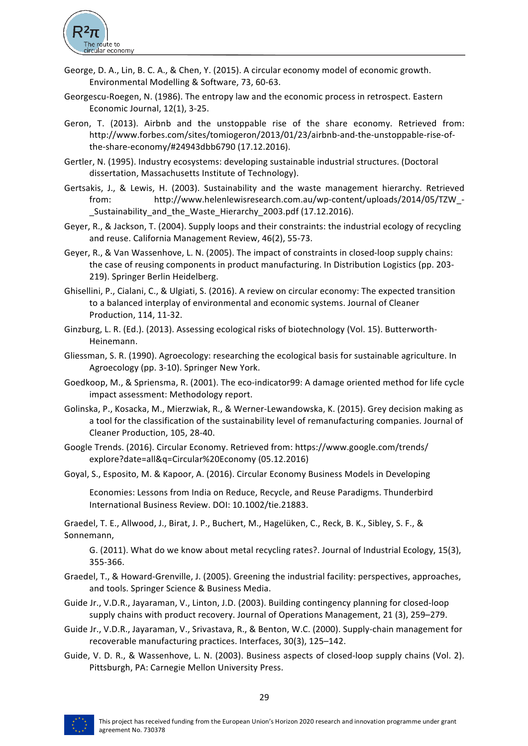George, D. A., Lin, B. C. A., & Chen, Y. (2015). A circular economy model of economic growth. Environmental Modelling & Software, 73, 60-63.

Georgescu-Roegen, N. (1986). The entropy law and the economic process in retrospect. Eastern Economic Journal, 12(1), 3-25.

Geron, T. (2013). Airbnb and the unstoppable rise of the share economy. Retrieved from: http://www.forbes.com/sites/tomiogeron/2013/01/23/airbnb-and-the-unstoppable-rise-of-the-share-economy/#24943dbb6790 (17.12.2016).

Gertler, N. (1995). Industry ecosystems: developing sustainable industrial structures. (Doctoral dissertation, Massachusetts Institute of Technology).

Gertsakis, J., & Lewis, H. (2003). Sustainability and the waste management hierarchy. Retrieved from: http://www.helenlewisresearch.com.au/wp-content/uploads/2014/05/TZW_-_Sustainability_and_the_Waste_Hierarchy_2003.pdf (17.12.2016).

Geyer, R., & Jackson, T. (2004). Supply loops and their constraints: the industrial ecology of recycling and reuse. California Management Review, 46(2), 55-73.

Geyer, R., & Van Wassenhove, L. N. (2005). The impact of constraints in closed-loop supply chains: the case of reusing components in product manufacturing. In Distribution Logistics (pp. 203-219). Springer Berlin Heidelberg.

Ghisellini, P., Cialani, C., & Ulgiati, S. (2016). A review on circular economy: The expected transition to a balanced interplay of environmental and economic systems. Journal of Cleaner Production, 114, 11-32.

Ginzburg, L. R. (Ed.). (2013). Assessing ecological risks of biotechnology (Vol. 15). Butterworth-Heinemann.

Gliessman, S. R. (1990). Agroecology: researching the ecological basis for sustainable agriculture. In Agroecology (pp. 3-10). Springer New York.

Goedkoop, M., & Spriensma, R. (2001). The eco-indicator99: A damage oriented method for life cycle impact assessment: Methodology report.

Golinska, P., Kosacka, M., Mierzwiak, R., & Werner-Lewandowska, K. (2015). Grey decision making as a tool for the classification of the sustainability level of remanufacturing companies. Journal of Cleaner Production, 105, 28-40.

Google Trends. (2016). Circular Economy. Retrieved from: https://www.google.com/trends/explore?date=all&q=Circular%20Economy (05.12.2016)

Goyal, S., Esposito, M. & Kapoor, A. (2016). Circular Economy Business Models in Developing Economies: Lessons from India on Reduce, Recycle, and Reuse Paradigms. Thunderbird International Business Review. DOI: 10.1002/tie.21883.

Graedel, T. E., Allwood, J., Birat, J. P., Buchert, M., Hagelüken, C., Reck, B. K., Sibley, S. F., & Sonnemann, G. (2011). What do we know about metal recycling rates?. Journal of Industrial Ecology, 15(3), 355-366.

Graedel, T., & Howard-Grenville, J. (2005). Greening the industrial facility: perspectives, approaches, and tools. Springer Science & Business Media.

Guide Jr., V.D.R., Jayaraman, V., Linton, J.D. (2003). Building contingency planning for closed-loop supply chains with product recovery. Journal of Operations Management, 21 (3), 259–279.

Guide Jr., V.D.R., Jayaraman, V., Srivastava, R., & Benton, W.C. (2000). Supply-chain management for recoverable manufacturing practices. Interfaces, 30(3), 125–142.

Guide, V. D. R., & Wassenhove, L. N. (2003). Business aspects of closed-loop supply chains (Vol. 2). Pittsburgh, PA: Carnegie Mellon University Press.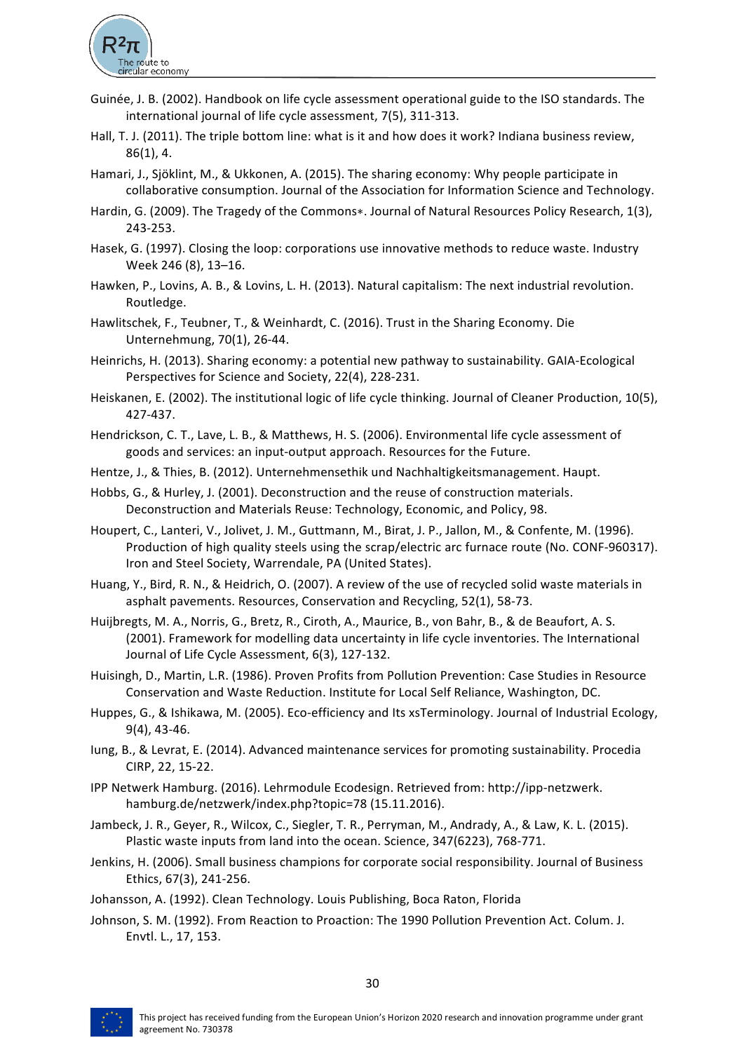Guinée, J. B. (2002). Handbook on life cycle assessment operational guide to the ISO standards. The international journal of life cycle assessment, 7(5), 311-313.

Hall, T. J. (2011). The triple bottom line: what is it and how does it work? Indiana business review, 86(1), 4.

Hamari, J., Sjöklint, M., & Ukkonen, A. (2015). The sharing economy: Why people participate in collaborative consumption. Journal of the Association for Information Science and Technology.

Hardin, G. (2009). The Tragedy of the Commons∗. Journal of Natural Resources Policy Research, 1(3), 243-253.

Hasek, G. (1997). Closing the loop: corporations use innovative methods to reduce waste. Industry Week 246 (8), 13–16.

Hawken, P., Lovins, A. B., & Lovins, L. H. (2013). Natural capitalism: The next industrial revolution. Routledge.

Hawlitschek, F., Teubner, T., & Weinhardt, C. (2016). Trust in the Sharing Economy. Die Unternehmung, 70(1), 26-44.

Heinrichs, H. (2013). Sharing economy: a potential new pathway to sustainability. GAIA-Ecological Perspectives for Science and Society, 22(4), 228-231.

Heiskanen, E. (2002). The institutional logic of life cycle thinking. Journal of Cleaner Production, 10(5), 427-437.

Hendrickson, C. T., Lave, L. B., & Matthews, H. S. (2006). Environmental life cycle assessment of goods and services: an input-output approach. Resources for the Future.

Hentze, J., & Thies, B. (2012). Unternehmensethik und Nachhaltigkeitsmanagement. Haupt.

Hobbs, G., & Hurley, J. (2001). Deconstruction and the reuse of construction materials. Deconstruction and Materials Reuse: Technology, Economic, and Policy, 98.

Houpert, C., Lanteri, V., Jolivet, J. M., Guttmann, M., Birat, J. P., Jallon, M., & Confente, M. (1996). Production of high quality steels using the scrap/electric arc furnace route (No. CONF-960317). Iron and Steel Society, Warrendale, PA (United States).

Huang, Y., Bird, R. N., & Heidrich, O. (2007). A review of the use of recycled solid waste materials in asphalt pavements. Resources, Conservation and Recycling, 52(1), 58-73.

Huijbregts, M. A., Norris, G., Bretz, R., Ciroth, A., Maurice, B., von Bahr, B., & de Beaufort, A. S. (2001). Framework for modelling data uncertainty in life cycle inventories. The International Journal of Life Cycle Assessment, 6(3), 127-132.

Huisingh, D., Martin, L.R. (1986). Proven Profits from Pollution Prevention: Case Studies in Resource Conservation and Waste Reduction. Institute for Local Self Reliance, Washington, DC.

Huppes, G., & Ishikawa, M. (2005). Eco-efficiency and Its xsTerminology. Journal of Industrial Ecology, 9(4), 43-46.

Iung, B., & Levrat, E. (2014). Advanced maintenance services for promoting sustainability. Procedia CIRP, 22, 15-22.

IPP Netwerk Hamburg. (2016). Lehrmodule Ecodesign. Retrieved from: http://ipp-netzwerk. hamburg.de/netzwerk/index.php?topic=78 (15.11.2016).

Jambeck, J. R., Geyer, R., Wilcox, C., Siegler, T. R., Perryman, M., Andrady, A., & Law, K. L. (2015). Plastic waste inputs from land into the ocean. Science, 347(6223), 768-771.

Jenkins, H. (2006). Small business champions for corporate social responsibility. Journal of Business Ethics, 67(3), 241-256.

Johansson, A. (1992). Clean Technology. Louis Publishing, Boca Raton, Florida

Johnson, S. M. (1992). From Reaction to Proaction: The 1990 Pollution Prevention Act. Colum. J. Envtl. L., 17, 153.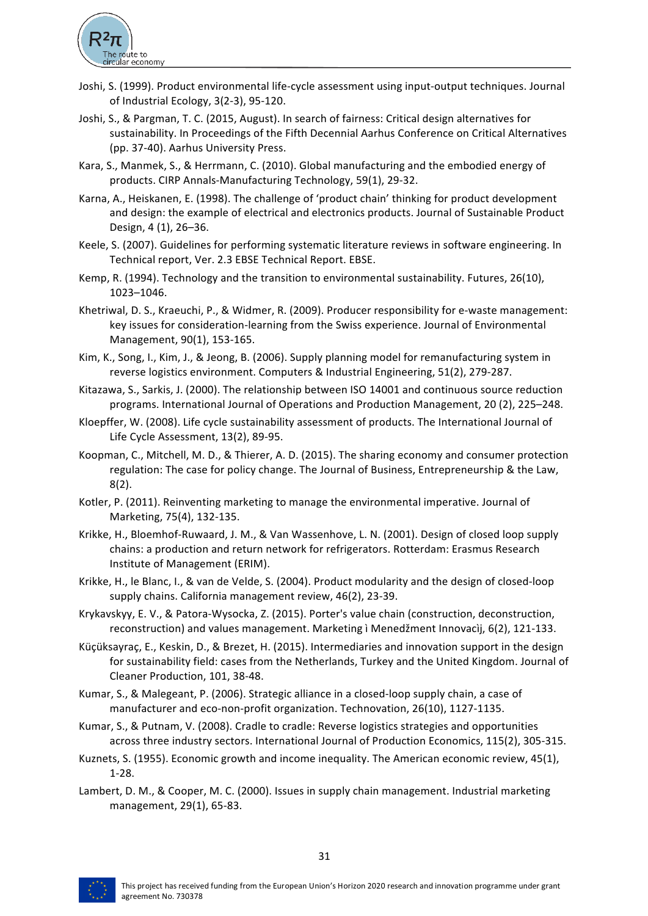Joshi, S. (1999). Product environmental life-cycle assessment using input-output techniques. Journal of Industrial Ecology, 3(2-3), 95-120.

Joshi, S., & Pargman, T. C. (2015, August). In search of fairness: Critical design alternatives for sustainability. In Proceedings of the Fifth Decennial Aarhus Conference on Critical Alternatives (pp. 37-40). Aarhus University Press.

Kara, S., Manmek, S., & Herrmann, C. (2010). Global manufacturing and the embodied energy of products. CIRP Annals-Manufacturing Technology, 59(1), 29-32.

Karna, A., Heiskanen, E. (1998). The challenge of 'product chain' thinking for product development and design: the example of electrical and electronics products. Journal of Sustainable Product Design, 4 (1), 26–36.

Keele, S. (2007). Guidelines for performing systematic literature reviews in software engineering. In Technical report, Ver. 2.3 EBSE Technical Report. EBSE.

Kemp, R. (1994). Technology and the transition to environmental sustainability. Futures, 26(10), 1023–1046.

Khetriwal, D. S., Kraeuchi, P., & Widmer, R. (2009). Producer responsibility for e-waste management: key issues for consideration-learning from the Swiss experience. Journal of Environmental Management, 90(1), 153-165.

Kim, K., Song, I., Kim, J., & Jeong, B. (2006). Supply planning model for remanufacturing system in reverse logistics environment. Computers & Industrial Engineering, 51(2), 279-287.

Kitazawa, S., Sarkis, J. (2000). The relationship between ISO 14001 and continuous source reduction programs. International Journal of Operations and Production Management, 20 (2), 225–248.

Kloepffer, W. (2008). Life cycle sustainability assessment of products. The International Journal of Life Cycle Assessment, 13(2), 89-95.

Koopman, C., Mitchell, M. D., & Thierer, A. D. (2015). The sharing economy and consumer protection regulation: The case for policy change. The Journal of Business, Entrepreneurship & the Law, 8(2).

Kotler, P. (2011). Reinventing marketing to manage the environmental imperative. Journal of Marketing, 75(4), 132-135.

Krikke, H., Bloemhof-Ruwaard, J. M., & Van Wassenhove, L. N. (2001). Design of closed loop supply chains: a production and return network for refrigerators. Rotterdam: Erasmus Research Institute of Management (ERIM).

Krikke, H., le Blanc, I., & van de Velde, S. (2004). Product modularity and the design of closed-loop supply chains. California management review, 46(2), 23-39.

Krykavskyy, E. V., & Patora-Wysocka, Z. (2015). Porter's value chain (construction, deconstruction, reconstruction) and values management. Marketing ì Menedžment Innovacìj, 6(2), 121-133.

Küçüksayraç, E., Keskin, D., & Brezet, H. (2015). Intermediaries and innovation support in the design for sustainability field: cases from the Netherlands, Turkey and the United Kingdom. Journal of Cleaner Production, 101, 38-48.

Kumar, S., & Malegeant, P. (2006). Strategic alliance in a closed-loop supply chain, a case of manufacturer and eco-non-profit organization. Technovation, 26(10), 1127-1135.

Kumar, S., & Putnam, V. (2008). Cradle to cradle: Reverse logistics strategies and opportunities across three industry sectors. International Journal of Production Economics, 115(2), 305-315.

Kuznets, S. (1955). Economic growth and income inequality. The American economic review, 45(1), 1-28.

Lambert, D. M., & Cooper, M. C. (2000). Issues in supply chain management. Industrial marketing management, 29(1), 65-83.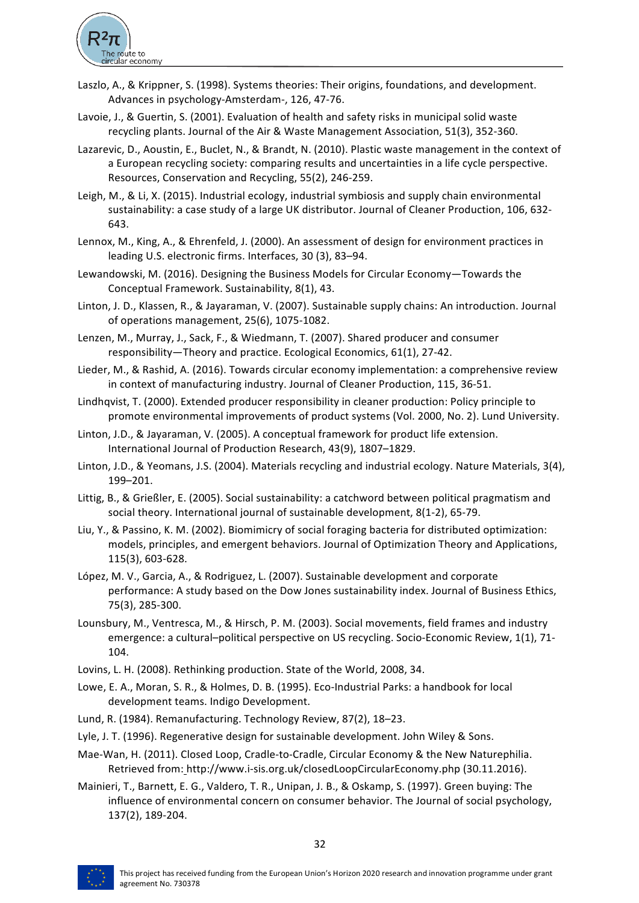Laszlo, A., & Krippner, S. (1998). Systems theories: Their origins, foundations, and development. Advances in psychology-Amsterdam-, 126, 47-76.

Lavoie, J., & Guertin, S. (2001). Evaluation of health and safety risks in municipal solid waste recycling plants. Journal of the Air & Waste Management Association, 51(3), 352-360.

Lazarevic, D., Aoustin, E., Buclet, N., & Brandt, N. (2010). Plastic waste management in the context of a European recycling society: comparing results and uncertainties in a life cycle perspective. Resources, Conservation and Recycling, 55(2), 246-259.

Leigh, M., & Li, X. (2015). Industrial ecology, industrial symbiosis and supply chain environmental sustainability: a case study of a large UK distributor. Journal of Cleaner Production, 106, 632-643.

Lennox, M., King, A., & Ehrenfeld, J. (2000). An assessment of design for environment practices in leading U.S. electronic firms. Interfaces, 30 (3), 83–94.

Lewandowski, M. (2016). Designing the Business Models for Circular Economy—Towards the Conceptual Framework. Sustainability, 8(1), 43.

Linton, J. D., Klassen, R., & Jayaraman, V. (2007). Sustainable supply chains: An introduction. Journal of operations management, 25(6), 1075-1082.

Lenzen, M., Murray, J., Sack, F., & Wiedmann, T. (2007). Shared producer and consumer responsibility—Theory and practice. Ecological Economics, 61(1), 27-42.

Lieder, M., & Rashid, A. (2016). Towards circular economy implementation: a comprehensive review in context of manufacturing industry. Journal of Cleaner Production, 115, 36-51.

Lindhqvist, T. (2000). Extended producer responsibility in cleaner production: Policy principle to promote environmental improvements of product systems (Vol. 2000, No. 2). Lund University.

Linton, J.D., & Jayaraman, V. (2005). A conceptual framework for product life extension. International Journal of Production Research, 43(9), 1807–1829.

Linton, J.D., & Yeomans, J.S. (2004). Materials recycling and industrial ecology. Nature Materials, 3(4), 199–201.

Littig, B., & Grießler, E. (2005). Social sustainability: a catchword between political pragmatism and social theory. International journal of sustainable development, 8(1-2), 65-79.

Liu, Y., & Passino, K. M. (2002). Biomimicry of social foraging bacteria for distributed optimization: models, principles, and emergent behaviors. Journal of Optimization Theory and Applications, 115(3), 603-628.

López, M. V., Garcia, A., & Rodriguez, L. (2007). Sustainable development and corporate performance: A study based on the Dow Jones sustainability index. Journal of Business Ethics, 75(3), 285-300.

Lounsbury, M., Ventresca, M., & Hirsch, P. M. (2003). Social movements, field frames and industry emergence: a cultural–political perspective on US recycling. Socio-Economic Review, 1(1), 71-104.

Lovins, L. H. (2008). Rethinking production. State of the World, 2008, 34.

Lowe, E. A., Moran, S. R., & Holmes, D. B. (1995). Eco-Industrial Parks: a handbook for local development teams. Indigo Development.

Lund, R. (1984). Remanufacturing. Technology Review, 87(2), 18–23.

Lyle, J. T. (1996). Regenerative design for sustainable development. John Wiley & Sons.

Mae-Wan, H. (2011). Closed Loop, Cradle-to-Cradle, Circular Economy & the New Naturephilia. Retrieved from: http://www.i-sis.org.uk/closedLoopCircularEconomy.php (30.11.2016).

Mainieri, T., Barnett, E. G., Valdero, T. R., Unipan, J. B., & Oskamp, S. (1997). Green buying: The influence of environmental concern on consumer behavior. The Journal of social psychology, 137(2), 189-204.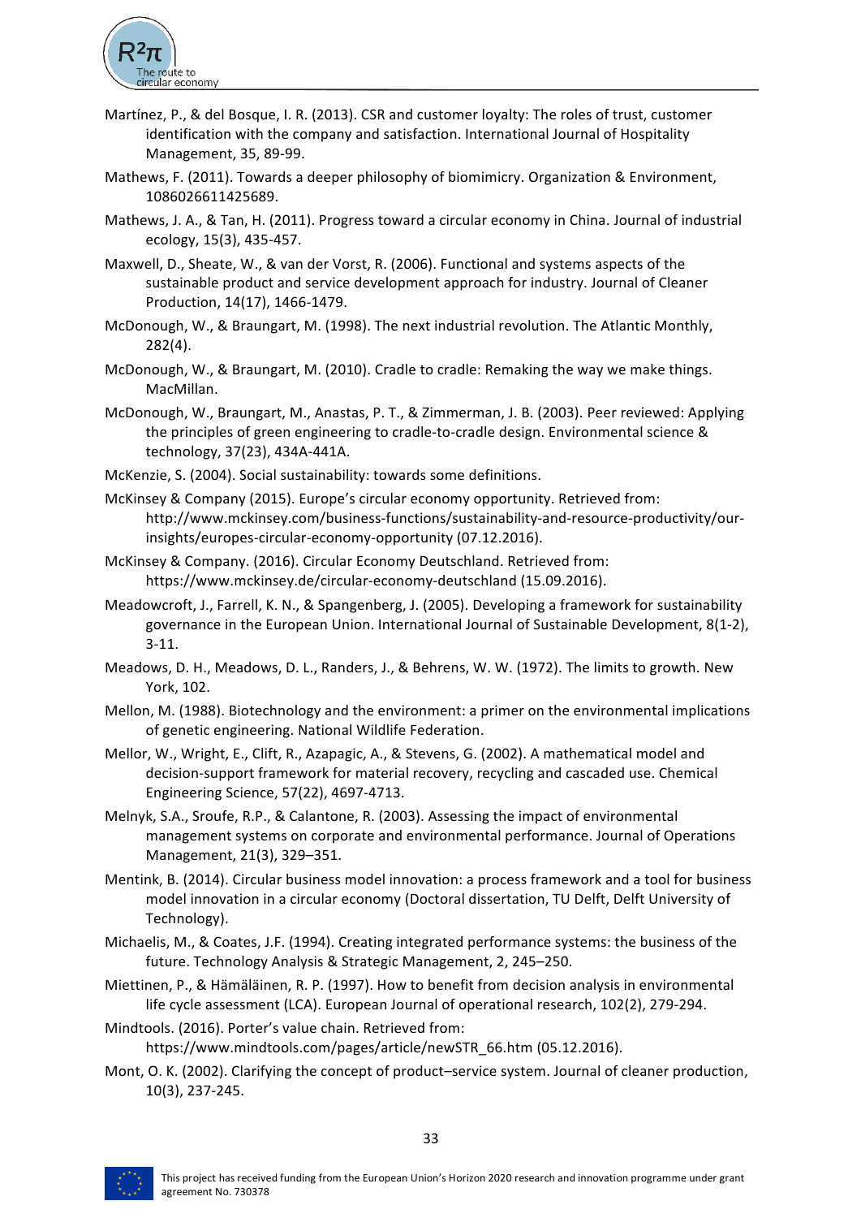Martínez, P., & del Bosque, I. R. (2013). CSR and customer loyalty: The roles of trust, customer identification with the company and satisfaction. International Journal of Hospitality Management, 35, 89-99.

Mathews, F. (2011). Towards a deeper philosophy of biomimicry. Organization & Environment, 1086026611425689.

Mathews, J. A., & Tan, H. (2011). Progress toward a circular economy in China. Journal of industrial ecology, 15(3), 435-457.

Maxwell, D., Sheate, W., & van der Vorst, R. (2006). Functional and systems aspects of the sustainable product and service development approach for industry. Journal of Cleaner Production, 14(17), 1466-1479.

McDonough, W., & Braungart, M. (1998). The next industrial revolution. The Atlantic Monthly, 282(4).

McDonough, W., & Braungart, M. (2010). Cradle to cradle: Remaking the way we make things. MacMillan.

McDonough, W., Braungart, M., Anastas, P. T., & Zimmerman, J. B. (2003). Peer reviewed: Applying the principles of green engineering to cradle-to-cradle design. Environmental science & technology, 37(23), 434A-441A.

McKenzie, S. (2004). Social sustainability: towards some definitions.

McKinsey & Company (2015). Europe's circular economy opportunity. Retrieved from: http://www.mckinsey.com/business-functions/sustainability-and-resource-productivity/our-insights/europes-circular-economy-opportunity (07.12.2016).

McKinsey & Company. (2016). Circular Economy Deutschland. Retrieved from: https://www.mckinsey.de/circular-economy-deutschland (15.09.2016).

Meadowcroft, J., Farrell, K. N., & Spangenberg, J. (2005). Developing a framework for sustainability governance in the European Union. International Journal of Sustainable Development, 8(1-2), 3-11.

Meadows, D. H., Meadows, D. L., Randers, J., & Behrens, W. W. (1972). The limits to growth. New York, 102.

Mellon, M. (1988). Biotechnology and the environment: a primer on the environmental implications of genetic engineering. National Wildlife Federation.

Mellor, W., Wright, E., Clift, R., Azapagic, A., & Stevens, G. (2002). A mathematical model and decision-support framework for material recovery, recycling and cascaded use. Chemical Engineering Science, 57(22), 4697-4713.

Melnyk, S.A., Sroufe, R.P., & Calantone, R. (2003). Assessing the impact of environmental management systems on corporate and environmental performance. Journal of Operations Management, 21(3), 329–351.

Mentink, B. (2014). Circular business model innovation: a process framework and a tool for business model innovation in a circular economy (Doctoral dissertation, TU Delft, Delft University of Technology).

Michaelis, M., & Coates, J.F. (1994). Creating integrated performance systems: the business of the future. Technology Analysis & Strategic Management, 2, 245–250.

Miettinen, P., & Hämäläinen, R. P. (1997). How to benefit from decision analysis in environmental life cycle assessment (LCA). European Journal of operational research, 102(2), 279-294.

Mindtools. (2016). Porter's value chain. Retrieved from: https://www.mindtools.com/pages/article/newSTR_66.htm (05.12.2016).

Mont, O. K. (2002). Clarifying the concept of product–service system. Journal of cleaner production, 10(3), 237-245.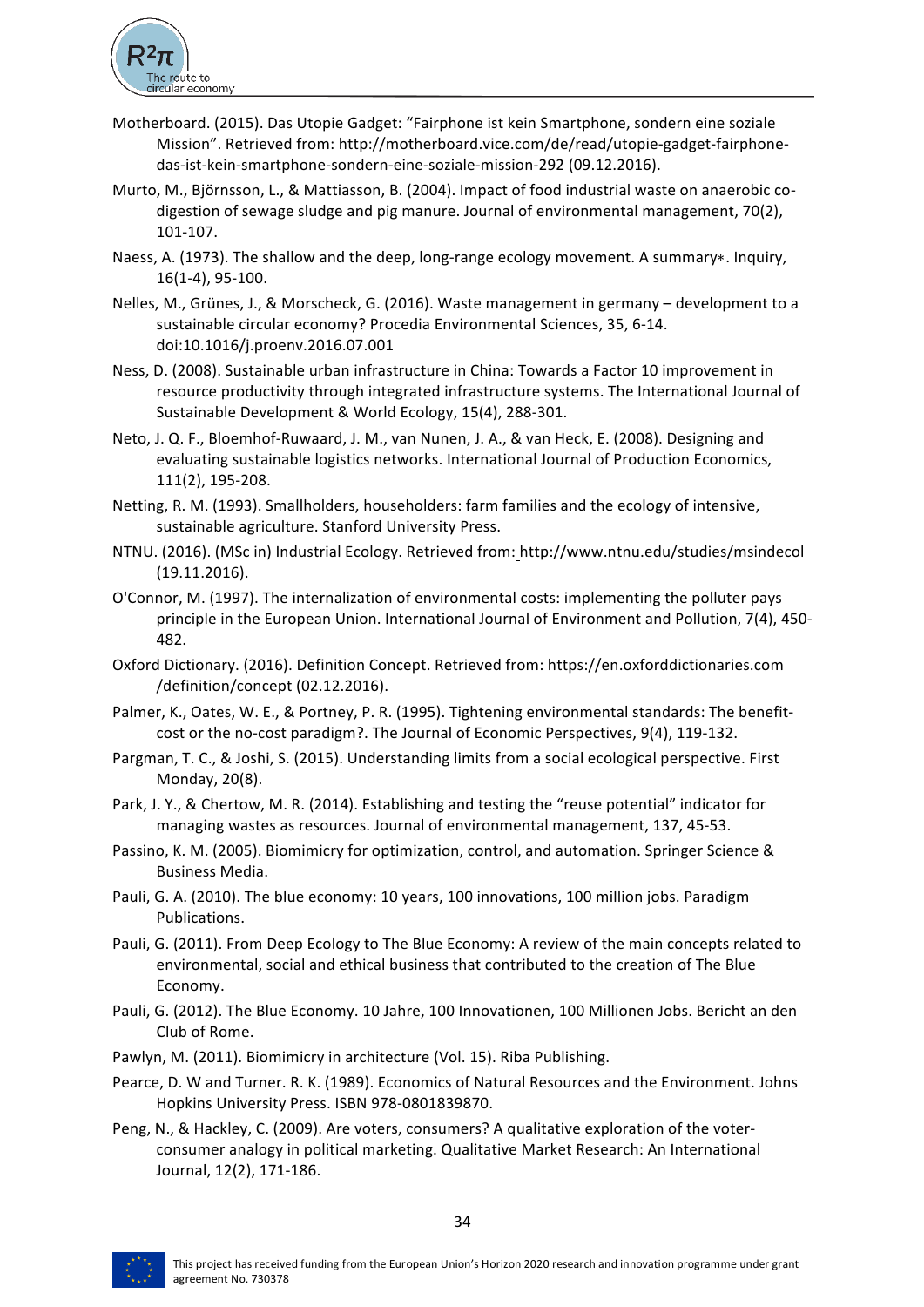Motherboard. (2015). Das Utopie Gadget: "Fairphone ist kein Smartphone, sondern eine soziale Mission". Retrieved from: http://motherboard.vice.com/de/read/utopie-gadget-fairphone-das-ist-kein-smartphone-sondern-eine-soziale-mission-292 (09.12.2016).

Murto, M., Björnsson, L., & Mattiasson, B. (2004). Impact of food industrial waste on anaerobic co-digestion of sewage sludge and pig manure. Journal of environmental management, 70(2), 101-107.

Naess, A. (1973). The shallow and the deep, long-range ecology movement. A summary∗. Inquiry, 16(1-4), 95-100.

Nelles, M., Grünes, J., & Morscheck, G. (2016). Waste management in germany – development to a sustainable circular economy? Procedia Environmental Sciences, 35, 6-14. doi:10.1016/j.proenv.2016.07.001

Ness, D. (2008). Sustainable urban infrastructure in China: Towards a Factor 10 improvement in resource productivity through integrated infrastructure systems. The International Journal of Sustainable Development & World Ecology, 15(4), 288-301.

Neto, J. Q. F., Bloemhof-Ruwaard, J. M., van Nunen, J. A., & van Heck, E. (2008). Designing and evaluating sustainable logistics networks. International Journal of Production Economics, 111(2), 195-208.

Netting, R. M. (1993). Smallholders, householders: farm families and the ecology of intensive, sustainable agriculture. Stanford University Press.

NTNU. (2016). (MSc in) Industrial Ecology. Retrieved from: http://www.ntnu.edu/studies/msindecol (19.11.2016).

O'Connor, M. (1997). The internalization of environmental costs: implementing the polluter pays principle in the European Union. International Journal of Environment and Pollution, 7(4), 450-482.

Oxford Dictionary. (2016). Definition Concept. Retrieved from: https://en.oxforddictionaries.com /definition/concept (02.12.2016).

Palmer, K., Oates, W. E., & Portney, P. R. (1995). Tightening environmental standards: The benefit-cost or the no-cost paradigm?. The Journal of Economic Perspectives, 9(4), 119-132.

Pargman, T. C., & Joshi, S. (2015). Understanding limits from a social ecological perspective. First Monday, 20(8).

Park, J. Y., & Chertow, M. R. (2014). Establishing and testing the "reuse potential" indicator for managing wastes as resources. Journal of environmental management, 137, 45-53.

Passino, K. M. (2005). Biomimicry for optimization, control, and automation. Springer Science & Business Media.

Pauli, G. A. (2010). The blue economy: 10 years, 100 innovations, 100 million jobs. Paradigm Publications.

Pauli, G. (2011). From Deep Ecology to The Blue Economy: A review of the main concepts related to environmental, social and ethical business that contributed to the creation of The Blue Economy.

Pauli, G. (2012). The Blue Economy. 10 Jahre, 100 Innovationen, 100 Millionen Jobs. Bericht an den Club of Rome.

Pawlyn, M. (2011). Biomimicry in architecture (Vol. 15). Riba Publishing.

Pearce, D. W and Turner. R. K. (1989). Economics of Natural Resources and the Environment. Johns Hopkins University Press. ISBN 978-0801839870.

Peng, N., & Hackley, C. (2009). Are voters, consumers? A qualitative exploration of the voter-consumer analogy in political marketing. Qualitative Market Research: An International Journal, 12(2), 171-186.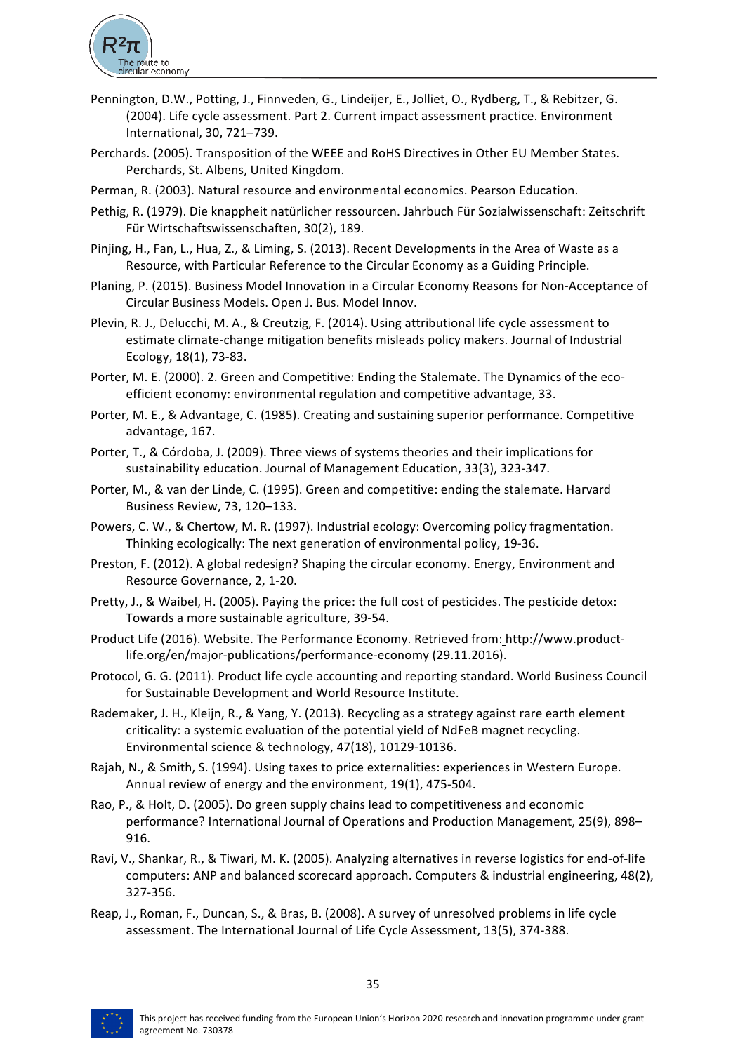Pennington, D.W., Potting, J., Finnveden, G., Lindeijer, E., Jolliet, O., Rydberg, T., & Rebitzer, G. (2004). Life cycle assessment. Part 2. Current impact assessment practice. Environment International, 30, 721–739.

Perchards. (2005). Transposition of the WEEE and RoHS Directives in Other EU Member States. Perchards, St. Albens, United Kingdom.

Perman, R. (2003). Natural resource and environmental economics. Pearson Education.

Pethig, R. (1979). Die knappheit natürlicher ressourcen. Jahrbuch Für Sozialwissenschaft: Zeitschrift Für Wirtschaftswissenschaften, 30(2), 189.

Pinjing, H., Fan, L., Hua, Z., & Liming, S. (2013). Recent Developments in the Area of Waste as a Resource, with Particular Reference to the Circular Economy as a Guiding Principle.

Planing, P. (2015). Business Model Innovation in a Circular Economy Reasons for Non-Acceptance of Circular Business Models. Open J. Bus. Model Innov.

Plevin, R. J., Delucchi, M. A., & Creutzig, F. (2014). Using attributional life cycle assessment to estimate climate-change mitigation benefits misleads policy makers. Journal of Industrial Ecology, 18(1), 73-83.

Porter, M. E. (2000). 2. Green and Competitive: Ending the Stalemate. The Dynamics of the eco-efficient economy: environmental regulation and competitive advantage, 33.

Porter, M. E., & Advantage, C. (1985). Creating and sustaining superior performance. Competitive advantage, 167.

Porter, T., & Córdoba, J. (2009). Three views of systems theories and their implications for sustainability education. Journal of Management Education, 33(3), 323-347.

Porter, M., & van der Linde, C. (1995). Green and competitive: ending the stalemate. Harvard Business Review, 73, 120–133.

Powers, C. W., & Chertow, M. R. (1997). Industrial ecology: Overcoming policy fragmentation. Thinking ecologically: The next generation of environmental policy, 19-36.

Preston, F. (2012). A global redesign? Shaping the circular economy. Energy, Environment and Resource Governance, 2, 1-20.

Pretty, J., & Waibel, H. (2005). Paying the price: the full cost of pesticides. The pesticide detox: Towards a more sustainable agriculture, 39-54.

Product Life (2016). Website. The Performance Economy. Retrieved from: http://www.product-life.org/en/major-publications/performance-economy (29.11.2016).

Protocol, G. G. (2011). Product life cycle accounting and reporting standard. World Business Council for Sustainable Development and World Resource Institute.

Rademaker, J. H., Kleijn, R., & Yang, Y. (2013). Recycling as a strategy against rare earth element criticality: a systemic evaluation of the potential yield of NdFeB magnet recycling. Environmental science & technology, 47(18), 10129-10136.

Rajah, N., & Smith, S. (1994). Using taxes to price externalities: experiences in Western Europe. Annual review of energy and the environment, 19(1), 475-504.

Rao, P., & Holt, D. (2005). Do green supply chains lead to competitiveness and economic performance? International Journal of Operations and Production Management, 25(9), 898–916.

Ravi, V., Shankar, R., & Tiwari, M. K. (2005). Analyzing alternatives in reverse logistics for end-of-life computers: ANP and balanced scorecard approach. Computers & industrial engineering, 48(2), 327-356.

Reap, J., Roman, F., Duncan, S., & Bras, B. (2008). A survey of unresolved problems in life cycle assessment. The International Journal of Life Cycle Assessment, 13(5), 374-388.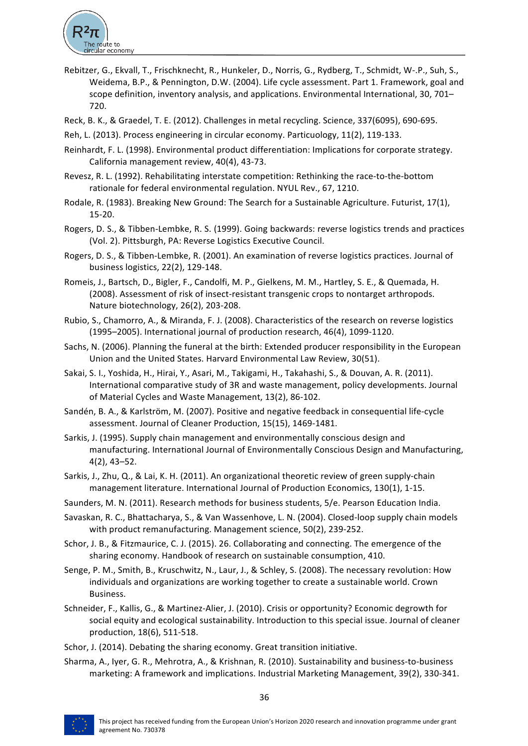Rebitzer, G., Ekvall, T., Frischknecht, R., Hunkeler, D., Norris, G., Rydberg, T., Schmidt, W-.P., Suh, S., Weidema, B.P., & Pennington, D.W. (2004). Life cycle assessment. Part 1. Framework, goal and scope definition, inventory analysis, and applications. Environmental International, 30, 701–720.

Reck, B. K., & Graedel, T. E. (2012). Challenges in metal recycling. Science, 337(6095), 690-695.

Reh, L. (2013). Process engineering in circular economy. Particuology, 11(2), 119-133.

Reinhardt, F. L. (1998). Environmental product differentiation: Implications for corporate strategy. California management review, 40(4), 43-73.

Revesz, R. L. (1992). Rehabilitating interstate competition: Rethinking the race-to-the-bottom rationale for federal environmental regulation. NYUL Rev., 67, 1210.

Rodale, R. (1983). Breaking New Ground: The Search for a Sustainable Agriculture. Futurist, 17(1), 15-20.

Rogers, D. S., & Tibben-Lembke, R. S. (1999). Going backwards: reverse logistics trends and practices (Vol. 2). Pittsburgh, PA: Reverse Logistics Executive Council.

Rogers, D. S., & Tibben-Lembke, R. (2001). An examination of reverse logistics practices. Journal of business logistics, 22(2), 129-148.

Romeis, J., Bartsch, D., Bigler, F., Candolfi, M. P., Gielkens, M. M., Hartley, S. E., & Quemada, H. (2008). Assessment of risk of insect-resistant transgenic crops to nontarget arthropods. Nature biotechnology, 26(2), 203-208.

Rubio, S., Chamorro, A., & Miranda, F. J. (2008). Characteristics of the research on reverse logistics (1995–2005). International journal of production research, 46(4), 1099-1120.

Sachs, N. (2006). Planning the funeral at the birth: Extended producer responsibility in the European Union and the United States. Harvard Environmental Law Review, 30(51).

Sakai, S. I., Yoshida, H., Hirai, Y., Asari, M., Takigami, H., Takahashi, S., & Douvan, A. R. (2011). International comparative study of 3R and waste management, policy developments. Journal of Material Cycles and Waste Management, 13(2), 86-102.

Sandén, B. A., & Karlström, M. (2007). Positive and negative feedback in consequential life-cycle assessment. Journal of Cleaner Production, 15(15), 1469-1481.

Sarkis, J. (1995). Supply chain management and environmentally conscious design and manufacturing. International Journal of Environmentally Conscious Design and Manufacturing, 4(2), 43–52.

Sarkis, J., Zhu, Q., & Lai, K. H. (2011). An organizational theoretic review of green supply-chain management literature. International Journal of Production Economics, 130(1), 1-15.

Saunders, M. N. (2011). Research methods for business students, 5/e. Pearson Education India.

Savaskan, R. C., Bhattacharya, S., & Van Wassenhove, L. N. (2004). Closed-loop supply chain models with product remanufacturing. Management science, 50(2), 239-252.

Schor, J. B., & Fitzmaurice, C. J. (2015). 26. Collaborating and connecting. The emergence of the sharing economy. Handbook of research on sustainable consumption, 410.

Senge, P. M., Smith, B., Kruschwitz, N., Laur, J., & Schley, S. (2008). The necessary revolution: How individuals and organizations are working together to create a sustainable world. Crown Business.

Schneider, F., Kallis, G., & Martinez-Alier, J. (2010). Crisis or opportunity? Economic degrowth for social equity and ecological sustainability. Introduction to this special issue. Journal of cleaner production, 18(6), 511-518.

Schor, J. (2014). Debating the sharing economy. Great transition initiative.

Sharma, A., Iyer, G. R., Mehrotra, A., & Krishnan, R. (2010). Sustainability and business-to-business marketing: A framework and implications. Industrial Marketing Management, 39(2), 330-341.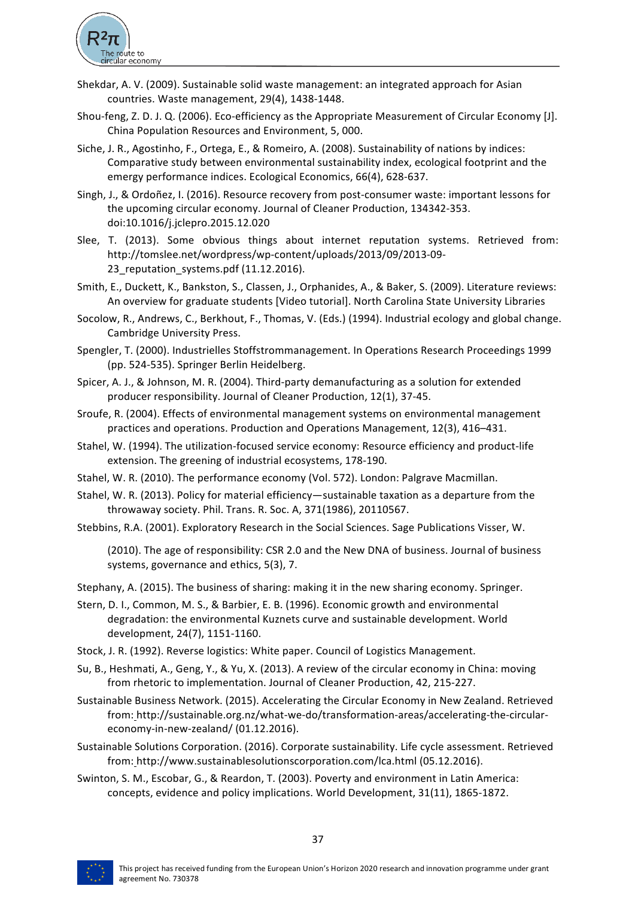Shekdar, A. V. (2009). Sustainable solid waste management: an integrated approach for Asian countries. Waste management, 29(4), 1438-1448.

Shou-feng, Z. D. J. Q. (2006). Eco-efficiency as the Appropriate Measurement of Circular Economy [J]. China Population Resources and Environment, 5, 000.

Siche, J. R., Agostinho, F., Ortega, E., & Romeiro, A. (2008). Sustainability of nations by indices: Comparative study between environmental sustainability index, ecological footprint and the emergy performance indices. Ecological Economics, 66(4), 628-637.

Singh, J., & Ordoñez, I. (2016). Resource recovery from post-consumer waste: important lessons for the upcoming circular economy. Journal of Cleaner Production, 134342-353. doi:10.1016/j.jclepro.2015.12.020

Slee, T. (2013). Some obvious things about internet reputation systems. Retrieved from: http://tomslee.net/wordpress/wp-content/uploads/2013/09/2013-09-23_reputation_systems.pdf (11.12.2016).

Smith, E., Duckett, K., Bankston, S., Classen, J., Orphanides, A., & Baker, S. (2009). Literature reviews: An overview for graduate students [Video tutorial]. North Carolina State University Libraries

Socolow, R., Andrews, C., Berkhout, F., Thomas, V. (Eds.) (1994). Industrial ecology and global change. Cambridge University Press.

Spengler, T. (2000). Industrielles Stoffstrommanagement. In Operations Research Proceedings 1999 (pp. 524-535). Springer Berlin Heidelberg.

Spicer, A. J., & Johnson, M. R. (2004). Third-party demanufacturing as a solution for extended producer responsibility. Journal of Cleaner Production, 12(1), 37-45.

Sroufe, R. (2004). Effects of environmental management systems on environmental management practices and operations. Production and Operations Management, 12(3), 416–431.

Stahel, W. (1994). The utilization-focused service economy: Resource efficiency and product-life extension. The greening of industrial ecosystems, 178-190.

Stahel, W. R. (2010). The performance economy (Vol. 572). London: Palgrave Macmillan.

Stahel, W. R. (2013). Policy for material efficiency—sustainable taxation as a departure from the throwaway society. Phil. Trans. R. Soc. A, 371(1986), 20110567.

Stebbins, R.A. (2001). Exploratory Research in the Social Sciences. Sage Publications Visser, W.

(2010). The age of responsibility: CSR 2.0 and the New DNA of business. Journal of business systems, governance and ethics, 5(3), 7.

Stephany, A. (2015). The business of sharing: making it in the new sharing economy. Springer.

Stern, D. I., Common, M. S., & Barbier, E. B. (1996). Economic growth and environmental degradation: the environmental Kuznets curve and sustainable development. World development, 24(7), 1151-1160.

Stock, J. R. (1992). Reverse logistics: White paper. Council of Logistics Management.

Su, B., Heshmati, A., Geng, Y., & Yu, X. (2013). A review of the circular economy in China: moving from rhetoric to implementation. Journal of Cleaner Production, 42, 215-227.

Sustainable Business Network. (2015). Accelerating the Circular Economy in New Zealand. Retrieved from: http://sustainable.org.nz/what-we-do/transformation-areas/accelerating-the-circular-economy-in-new-zealand/ (01.12.2016).

Sustainable Solutions Corporation. (2016). Corporate sustainability. Life cycle assessment. Retrieved from: http://www.sustainablesolutionscorporation.com/lca.html (05.12.2016).

Swinton, S. M., Escobar, G., & Reardon, T. (2003). Poverty and environment in Latin America: concepts, evidence and policy implications. World Development, 31(11), 1865-1872.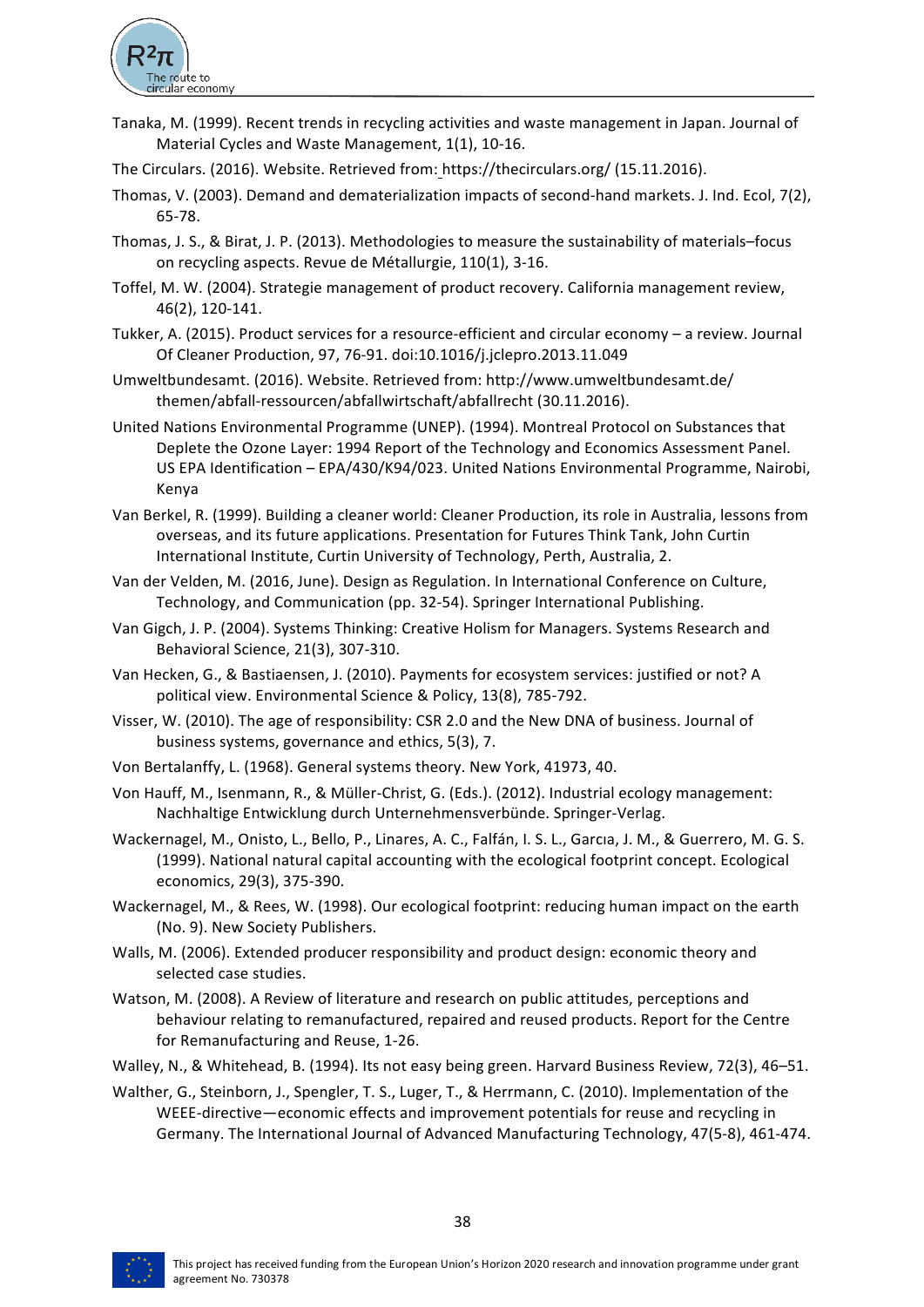Tanaka, M. (1999). Recent trends in recycling activities and waste management in Japan. Journal of Material Cycles and Waste Management, 1(1), 10-16.

The Circulars. (2016). Website. Retrieved from: https://thecirculars.org/ (15.11.2016).

Thomas, V. (2003). Demand and dematerialization impacts of second-hand markets. J. Ind. Ecol, 7(2), 65-78.

Thomas, J. S., & Birat, J. P. (2013). Methodologies to measure the sustainability of materials–focus on recycling aspects. Revue de Métallurgie, 110(1), 3-16.

Toffel, M. W. (2004). Strategie management of product recovery. California management review, 46(2), 120-141.

Tukker, A. (2015). Product services for a resource-efficient and circular economy – a review. Journal Of Cleaner Production, 97, 76-91. doi:10.1016/j.jclepro.2013.11.049

Umweltbundesamt. (2016). Website. Retrieved from: http://www.umweltbundesamt.de/themen/abfall-ressourcen/abfallwirtschaft/abfallrecht (30.11.2016).

United Nations Environmental Programme (UNEP). (1994). Montreal Protocol on Substances that Deplete the Ozone Layer: 1994 Report of the Technology and Economics Assessment Panel. US EPA Identification – EPA/430/K94/023. United Nations Environmental Programme, Nairobi, Kenya

Van Berkel, R. (1999). Building a cleaner world: Cleaner Production, its role in Australia, lessons from overseas, and its future applications. Presentation for Futures Think Tank, John Curtin International Institute, Curtin University of Technology, Perth, Australia, 2.

Van der Velden, M. (2016, June). Design as Regulation. In International Conference on Culture, Technology, and Communication (pp. 32-54). Springer International Publishing.

Van Gigch, J. P. (2004). Systems Thinking: Creative Holism for Managers. Systems Research and Behavioral Science, 21(3), 307-310.

Van Hecken, G., & Bastiaensen, J. (2010). Payments for ecosystem services: justified or not? A political view. Environmental Science & Policy, 13(8), 785-792.

Visser, W. (2010). The age of responsibility: CSR 2.0 and the New DNA of business. Journal of business systems, governance and ethics, 5(3), 7.

Von Bertalanffy, L. (1968). General systems theory. New York, 41973, 40.

Von Hauff, M., Isenmann, R., & Müller-Christ, G. (Eds.). (2012). Industrial ecology management: Nachhaltige Entwicklung durch Unternehmensverbünde. Springer-Verlag.

Wackernagel, M., Onisto, L., Bello, P., Linares, A. C., Falfán, I. S. L., Garcıa, J. M., & Guerrero, M. G. S. (1999). National natural capital accounting with the ecological footprint concept. Ecological economics, 29(3), 375-390.

Wackernagel, M., & Rees, W. (1998). Our ecological footprint: reducing human impact on the earth (No. 9). New Society Publishers.

Walls, M. (2006). Extended producer responsibility and product design: economic theory and selected case studies.

Watson, M. (2008). A Review of literature and research on public attitudes, perceptions and behaviour relating to remanufactured, repaired and reused products. Report for the Centre for Remanufacturing and Reuse, 1-26.

Walley, N., & Whitehead, B. (1994). Its not easy being green. Harvard Business Review, 72(3), 46–51.

Walther, G., Steinborn, J., Spengler, T. S., Luger, T., & Herrmann, C. (2010). Implementation of the WEEE-directive—economic effects and improvement potentials for reuse and recycling in Germany. The International Journal of Advanced Manufacturing Technology, 47(5-8), 461-474.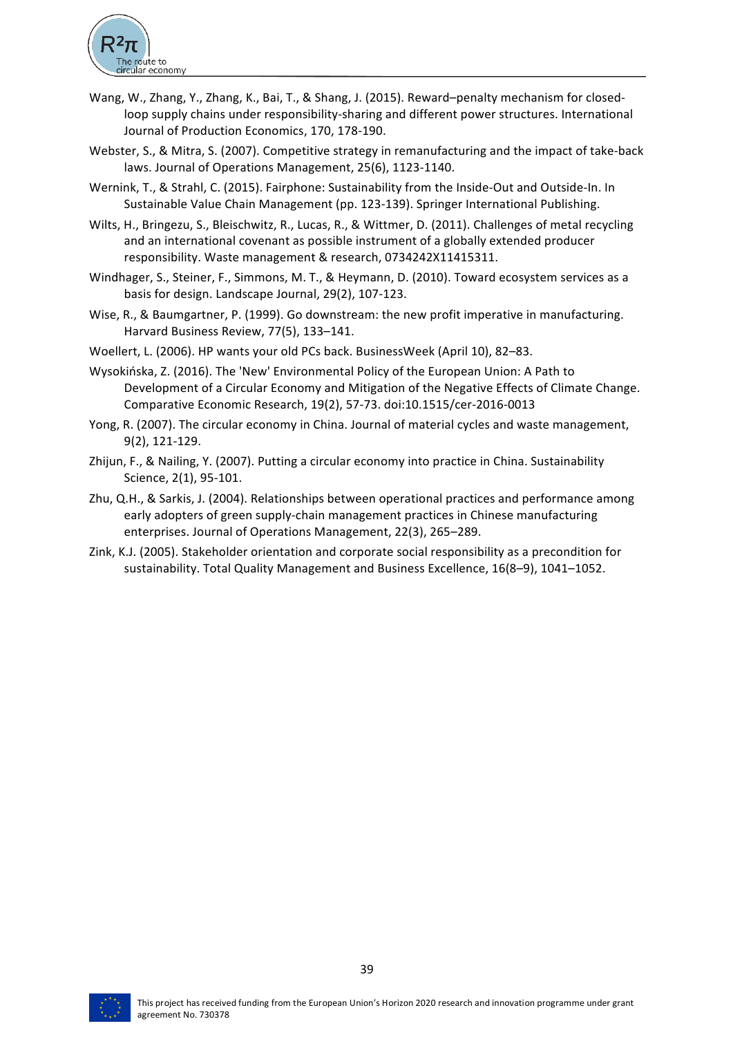Wang, W., Zhang, Y., Zhang, K., Bai, T., & Shang, J. (2015). Reward–penalty mechanism for closed-loop supply chains under responsibility-sharing and different power structures. International Journal of Production Economics, 170, 178-190.

Webster, S., & Mitra, S. (2007). Competitive strategy in remanufacturing and the impact of take-back laws. Journal of Operations Management, 25(6), 1123-1140.

Wernink, T., & Strahl, C. (2015). Fairphone: Sustainability from the Inside-Out and Outside-In. In Sustainable Value Chain Management (pp. 123-139). Springer International Publishing.

Wilts, H., Bringezu, S., Bleischwitz, R., Lucas, R., & Wittmer, D. (2011). Challenges of metal recycling and an international covenant as possible instrument of a globally extended producer responsibility. Waste management & research, 0734242X11415311.

Windhager, S., Steiner, F., Simmons, M. T., & Heymann, D. (2010). Toward ecosystem services as a basis for design. Landscape Journal, 29(2), 107-123.

Wise, R., & Baumgartner, P. (1999). Go downstream: the new profit imperative in manufacturing. Harvard Business Review, 77(5), 133–141.

Woellert, L. (2006). HP wants your old PCs back. BusinessWeek (April 10), 82–83.

Wysokińska, Z. (2016). The 'New' Environmental Policy of the European Union: A Path to Development of a Circular Economy and Mitigation of the Negative Effects of Climate Change. Comparative Economic Research, 19(2), 57-73. doi:10.1515/cer-2016-0013

Yong, R. (2007). The circular economy in China. Journal of material cycles and waste management, 9(2), 121-129.

Zhijun, F., & Nailing, Y. (2007). Putting a circular economy into practice in China. Sustainability Science, 2(1), 95-101.

Zhu, Q.H., & Sarkis, J. (2004). Relationships between operational practices and performance among early adopters of green supply-chain management practices in Chinese manufacturing enterprises. Journal of Operations Management, 22(3), 265–289.

Zink, K.J. (2005). Stakeholder orientation and corporate social responsibility as a precondition for sustainability. Total Quality Management and Business Excellence, 16(8–9), 1041–1052.